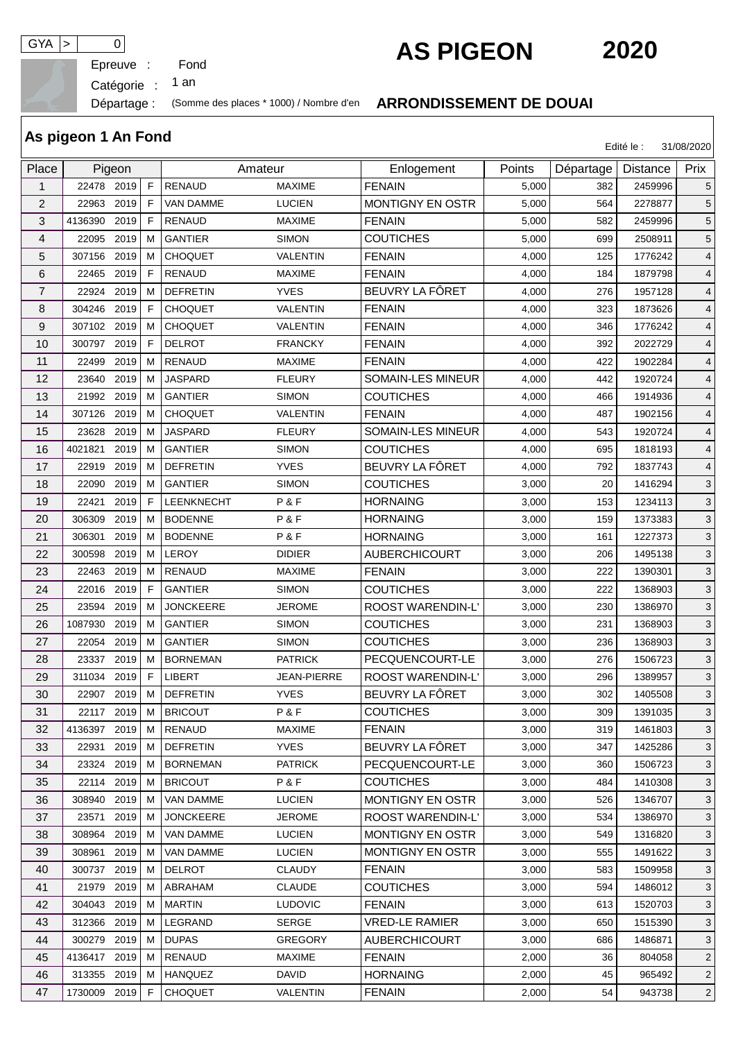GYA > 0

# AS PIGEON 2020

Epreuve : Fond

Catégorie : 1 an

Départage : (Somme des places * 1000) / Nombre d'en **ARRONDISSEMENT DE DOUAI**

## As pigeon 1 An Fond

Edité le : 31/08/2020

| Place | Pigeon | | | Amateur | | Enlogement | Points | Départage | Distance | Prix |
|---|---|---|---|---|---|---|---|---|---|---|
| 1 | 22478 | 2019 | F | RENAUD | MAXIME | FENAIN | 5,000 | 382 | 2459996 | 5 |
| 2 | 22963 | 2019 | F | VAN DAMME | LUCIEN | MONTIGNY EN OSTR | 5,000 | 564 | 2278877 | 5 |
| 3 | 4136390 | 2019 | F | RENAUD | MAXIME | FENAIN | 5,000 | 582 | 2459996 | 5 |
| 4 | 22095 | 2019 | M | GANTIER | SIMON | COUTICHES | 5,000 | 699 | 2508911 | 5 |
| 5 | 307156 | 2019 | M | CHOQUET | VALENTIN | FENAIN | 4,000 | 125 | 1776242 | 4 |
| 6 | 22465 | 2019 | F | RENAUD | MAXIME | FENAIN | 4,000 | 184 | 1879798 | 4 |
| 7 | 22924 | 2019 | M | DEFRETIN | YVES | BEUVRY LA FÔRET | 4,000 | 276 | 1957128 | 4 |
| 8 | 304246 | 2019 | F | CHOQUET | VALENTIN | FENAIN | 4,000 | 323 | 1873626 | 4 |
| 9 | 307102 | 2019 | M | CHOQUET | VALENTIN | FENAIN | 4,000 | 346 | 1776242 | 4 |
| 10 | 300797 | 2019 | F | DELROT | FRANCKY | FENAIN | 4,000 | 392 | 2022729 | 4 |
| 11 | 22499 | 2019 | M | RENAUD | MAXIME | FENAIN | 4,000 | 422 | 1902284 | 4 |
| 12 | 23640 | 2019 | M | JASPARD | FLEURY | SOMAIN-LES MINEUR | 4,000 | 442 | 1920724 | 4 |
| 13 | 21992 | 2019 | M | GANTIER | SIMON | COUTICHES | 4,000 | 466 | 1914936 | 4 |
| 14 | 307126 | 2019 | M | CHOQUET | VALENTIN | FENAIN | 4,000 | 487 | 1902156 | 4 |
| 15 | 23628 | 2019 | M | JASPARD | FLEURY | SOMAIN-LES MINEUR | 4,000 | 543 | 1920724 | 4 |
| 16 | 4021821 | 2019 | M | GANTIER | SIMON | COUTICHES | 4,000 | 695 | 1818193 | 4 |
| 17 | 22919 | 2019 | M | DEFRETIN | YVES | BEUVRY LA FÔRET | 4,000 | 792 | 1837743 | 4 |
| 18 | 22090 | 2019 | M | GANTIER | SIMON | COUTICHES | 3,000 | 20 | 1416294 | 3 |
| 19 | 22421 | 2019 | F | LEENKNECHT | P & F | HORNAING | 3,000 | 153 | 1234113 | 3 |
| 20 | 306309 | 2019 | M | BODENNE | P & F | HORNAING | 3,000 | 159 | 1373383 | 3 |
| 21 | 306301 | 2019 | M | BODENNE | P & F | HORNAING | 3,000 | 161 | 1227373 | 3 |
| 22 | 300598 | 2019 | M | LEROY | DIDIER | AUBERCHICOURT | 3,000 | 206 | 1495138 | 3 |
| 23 | 22463 | 2019 | M | RENAUD | MAXIME | FENAIN | 3,000 | 222 | 1390301 | 3 |
| 24 | 22016 | 2019 | F | GANTIER | SIMON | COUTICHES | 3,000 | 222 | 1368903 | 3 |
| 25 | 23594 | 2019 | M | JONCKEERE | JEROME | ROOST WARENDIN-L' | 3,000 | 230 | 1386970 | 3 |
| 26 | 1087930 | 2019 | M | GANTIER | SIMON | COUTICHES | 3,000 | 231 | 1368903 | 3 |
| 27 | 22054 | 2019 | M | GANTIER | SIMON | COUTICHES | 3,000 | 236 | 1368903 | 3 |
| 28 | 23337 | 2019 | M | BORNEMAN | PATRICK | PECQUENCOURT-LE | 3,000 | 276 | 1506723 | 3 |
| 29 | 311034 | 2019 | F | LIBERT | JEAN-PIERRE | ROOST WARENDIN-L' | 3,000 | 296 | 1389957 | 3 |
| 30 | 22907 | 2019 | M | DEFRETIN | YVES | BEUVRY LA FÔRET | 3,000 | 302 | 1405508 | 3 |
| 31 | 22117 | 2019 | M | BRICOUT | P & F | COUTICHES | 3,000 | 309 | 1391035 | 3 |
| 32 | 4136397 | 2019 | M | RENAUD | MAXIME | FENAIN | 3,000 | 319 | 1461803 | 3 |
| 33 | 22931 | 2019 | M | DEFRETIN | YVES | BEUVRY LA FÔRET | 3,000 | 347 | 1425286 | 3 |
| 34 | 23324 | 2019 | M | BORNEMAN | PATRICK | PECQUENCOURT-LE | 3,000 | 360 | 1506723 | 3 |
| 35 | 22114 | 2019 | M | BRICOUT | P & F | COUTICHES | 3,000 | 484 | 1410308 | 3 |
| 36 | 308940 | 2019 | M | VAN DAMME | LUCIEN | MONTIGNY EN OSTR | 3,000 | 526 | 1346707 | 3 |
| 37 | 23571 | 2019 | M | JONCKEERE | JEROME | ROOST WARENDIN-L' | 3,000 | 534 | 1386970 | 3 |
| 38 | 308964 | 2019 | M | VAN DAMME | LUCIEN | MONTIGNY EN OSTR | 3,000 | 549 | 1316820 | 3 |
| 39 | 308961 | 2019 | M | VAN DAMME | LUCIEN | MONTIGNY EN OSTR | 3,000 | 555 | 1491622 | 3 |
| 40 | 300737 | 2019 | M | DELROT | CLAUDY | FENAIN | 3,000 | 583 | 1509958 | 3 |
| 41 | 21979 | 2019 | M | ABRAHAM | CLAUDE | COUTICHES | 3,000 | 594 | 1486012 | 3 |
| 42 | 304043 | 2019 | M | MARTIN | LUDOVIC | FENAIN | 3,000 | 613 | 1520703 | 3 |
| 43 | 312366 | 2019 | M | LEGRAND | SERGE | VRED-LE RAMIER | 3,000 | 650 | 1515390 | 3 |
| 44 | 300279 | 2019 | M | DUPAS | GREGORY | AUBERCHICOURT | 3,000 | 686 | 1486871 | 3 |
| 45 | 4136417 | 2019 | M | RENAUD | MAXIME | FENAIN | 2,000 | 36 | 804058 | 2 |
| 46 | 313355 | 2019 | M | HANQUEZ | DAVID | HORNAING | 2,000 | 45 | 965492 | 2 |
| 47 | 1730009 | 2019 | F | CHOQUET | VALENTIN | FENAIN | 2,000 | 54 | 943738 | 2 |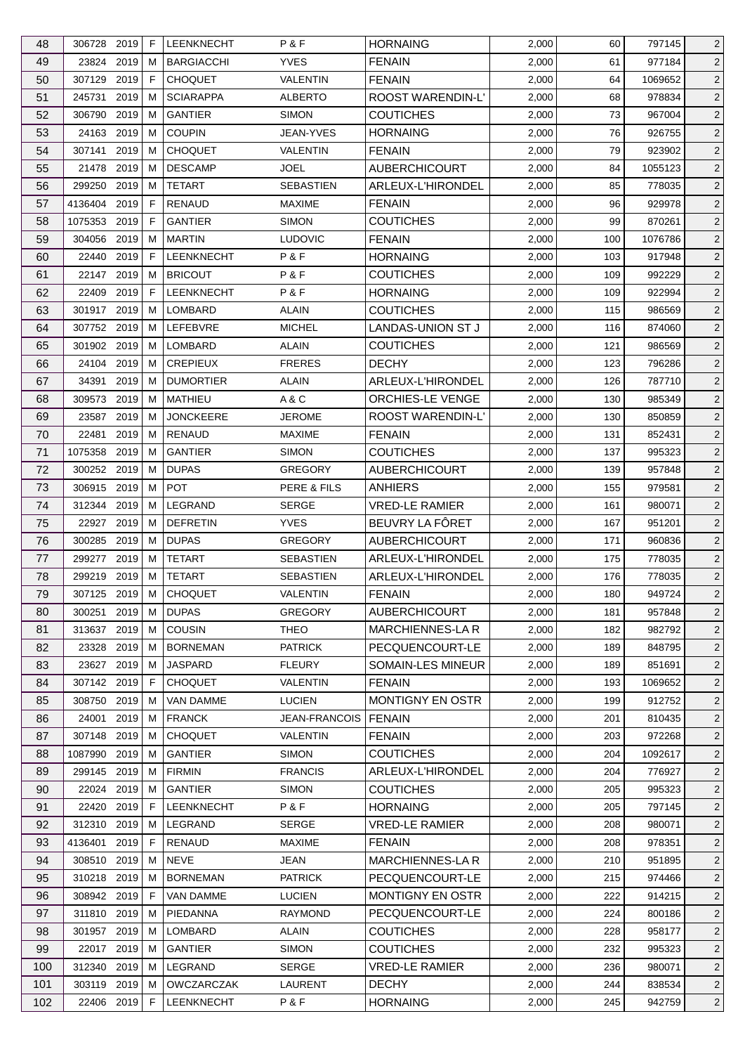| 48 | 306728 | 2019 | F | LEENKNECHT | P & F | HORNAING | 2,000 | 60 | 797145 | 2 |
|---|---|---|---|---|---|---|---|---|---|---|
| 49 | 23824 | 2019 | M | BARGIACCHI | YVES | FENAIN | 2,000 | 61 | 977184 | 2 |
| 50 | 307129 | 2019 | F | CHOQUET | VALENTIN | FENAIN | 2,000 | 64 | 1069652 | 2 |
| 51 | 245731 | 2019 | M | SCIARAPPA | ALBERTO | ROOST WARENDIN-L' | 2,000 | 68 | 978834 | 2 |
| 52 | 306790 | 2019 | M | GANTIER | SIMON | COUTICHES | 2,000 | 73 | 967004 | 2 |
| 53 | 24163 | 2019 | M | COUPIN | JEAN-YVES | HORNAING | 2,000 | 76 | 926755 | 2 |
| 54 | 307141 | 2019 | M | CHOQUET | VALENTIN | FENAIN | 2,000 | 79 | 923902 | 2 |
| 55 | 21478 | 2019 | M | DESCAMP | JOEL | AUBERCHICOURT | 2,000 | 84 | 1055123 | 2 |
| 56 | 299250 | 2019 | M | TETART | SEBASTIEN | ARLEUX-L'HIRONDEL | 2,000 | 85 | 778035 | 2 |
| 57 | 4136404 | 2019 | F | RENAUD | MAXIME | FENAIN | 2,000 | 96 | 929978 | 2 |
| 58 | 1075353 | 2019 | F | GANTIER | SIMON | COUTICHES | 2,000 | 99 | 870261 | 2 |
| 59 | 304056 | 2019 | M | MARTIN | LUDOVIC | FENAIN | 2,000 | 100 | 1076786 | 2 |
| 60 | 22440 | 2019 | F | LEENKNECHT | P & F | HORNAING | 2,000 | 103 | 917948 | 2 |
| 61 | 22147 | 2019 | M | BRICOUT | P & F | COUTICHES | 2,000 | 109 | 992229 | 2 |
| 62 | 22409 | 2019 | F | LEENKNECHT | P & F | HORNAING | 2,000 | 109 | 922994 | 2 |
| 63 | 301917 | 2019 | M | LOMBARD | ALAIN | COUTICHES | 2,000 | 115 | 986569 | 2 |
| 64 | 307752 | 2019 | M | LEFEBVRE | MICHEL | LANDAS-UNION ST J | 2,000 | 116 | 874060 | 2 |
| 65 | 301902 | 2019 | M | LOMBARD | ALAIN | COUTICHES | 2,000 | 121 | 986569 | 2 |
| 66 | 24104 | 2019 | M | CREPIEUX | FRERES | DECHY | 2,000 | 123 | 796286 | 2 |
| 67 | 34391 | 2019 | M | DUMORTIER | ALAIN | ARLEUX-L'HIRONDEL | 2,000 | 126 | 787710 | 2 |
| 68 | 309573 | 2019 | M | MATHIEU | A & C | ORCHIES-LE VENGE | 2,000 | 130 | 985349 | 2 |
| 69 | 23587 | 2019 | M | JONCKEERE | JEROME | ROOST WARENDIN-L' | 2,000 | 130 | 850859 | 2 |
| 70 | 22481 | 2019 | M | RENAUD | MAXIME | FENAIN | 2,000 | 131 | 852431 | 2 |
| 71 | 1075358 | 2019 | M | GANTIER | SIMON | COUTICHES | 2,000 | 137 | 995323 | 2 |
| 72 | 300252 | 2019 | M | DUPAS | GREGORY | AUBERCHICOURT | 2,000 | 139 | 957848 | 2 |
| 73 | 306915 | 2019 | M | POT | PERE & FILS | ANHIERS | 2,000 | 155 | 979581 | 2 |
| 74 | 312344 | 2019 | M | LEGRAND | SERGE | VRED-LE RAMIER | 2,000 | 161 | 980071 | 2 |
| 75 | 22927 | 2019 | M | DEFRETIN | YVES | BEUVRY LA FÔRET | 2,000 | 167 | 951201 | 2 |
| 76 | 300285 | 2019 | M | DUPAS | GREGORY | AUBERCHICOURT | 2,000 | 171 | 960836 | 2 |
| 77 | 299277 | 2019 | M | TETART | SEBASTIEN | ARLEUX-L'HIRONDEL | 2,000 | 175 | 778035 | 2 |
| 78 | 299219 | 2019 | M | TETART | SEBASTIEN | ARLEUX-L'HIRONDEL | 2,000 | 176 | 778035 | 2 |
| 79 | 307125 | 2019 | M | CHOQUET | VALENTIN | FENAIN | 2,000 | 180 | 949724 | 2 |
| 80 | 300251 | 2019 | M | DUPAS | GREGORY | AUBERCHICOURT | 2,000 | 181 | 957848 | 2 |
| 81 | 313637 | 2019 | M | COUSIN | THEO | MARCHIENNES-LA R | 2,000 | 182 | 982792 | 2 |
| 82 | 23328 | 2019 | M | BORNEMAN | PATRICK | PECQUENCOURT-LE | 2,000 | 189 | 848795 | 2 |
| 83 | 23627 | 2019 | M | JASPARD | FLEURY | SOMAIN-LES MINEUR | 2,000 | 189 | 851691 | 2 |
| 84 | 307142 | 2019 | F | CHOQUET | VALENTIN | FENAIN | 2,000 | 193 | 1069652 | 2 |
| 85 | 308750 | 2019 | M | VAN DAMME | LUCIEN | MONTIGNY EN OSTR | 2,000 | 199 | 912752 | 2 |
| 86 | 24001 | 2019 | M | FRANCK | JEAN-FRANCOIS | FENAIN | 2,000 | 201 | 810435 | 2 |
| 87 | 307148 | 2019 | M | CHOQUET | VALENTIN | FENAIN | 2,000 | 203 | 972268 | 2 |
| 88 | 1087990 | 2019 | M | GANTIER | SIMON | COUTICHES | 2,000 | 204 | 1092617 | 2 |
| 89 | 299145 | 2019 | M | FIRMIN | FRANCIS | ARLEUX-L'HIRONDEL | 2,000 | 204 | 776927 | 2 |
| 90 | 22024 | 2019 | M | GANTIER | SIMON | COUTICHES | 2,000 | 205 | 995323 | 2 |
| 91 | 22420 | 2019 | F | LEENKNECHT | P & F | HORNAING | 2,000 | 205 | 797145 | 2 |
| 92 | 312310 | 2019 | M | LEGRAND | SERGE | VRED-LE RAMIER | 2,000 | 208 | 980071 | 2 |
| 93 | 4136401 | 2019 | F | RENAUD | MAXIME | FENAIN | 2,000 | 208 | 978351 | 2 |
| 94 | 308510 | 2019 | M | NEVE | JEAN | MARCHIENNES-LA R | 2,000 | 210 | 951895 | 2 |
| 95 | 310218 | 2019 | M | BORNEMAN | PATRICK | PECQUENCOURT-LE | 2,000 | 215 | 974466 | 2 |
| 96 | 308942 | 2019 | F | VAN DAMME | LUCIEN | MONTIGNY EN OSTR | 2,000 | 222 | 914215 | 2 |
| 97 | 311810 | 2019 | M | PIEDANNA | RAYMOND | PECQUENCOURT-LE | 2,000 | 224 | 800186 | 2 |
| 98 | 301957 | 2019 | M | LOMBARD | ALAIN | COUTICHES | 2,000 | 228 | 958177 | 2 |
| 99 | 22017 | 2019 | M | GANTIER | SIMON | COUTICHES | 2,000 | 232 | 995323 | 2 |
| 100 | 312340 | 2019 | M | LEGRAND | SERGE | VRED-LE RAMIER | 2,000 | 236 | 980071 | 2 |
| 101 | 303119 | 2019 | M | OWCZARCZAK | LAURENT | DECHY | 2,000 | 244 | 838534 | 2 |
| 102 | 22406 | 2019 | F | LEENKNECHT | P & F | HORNAING | 2,000 | 245 | 942759 | 2 |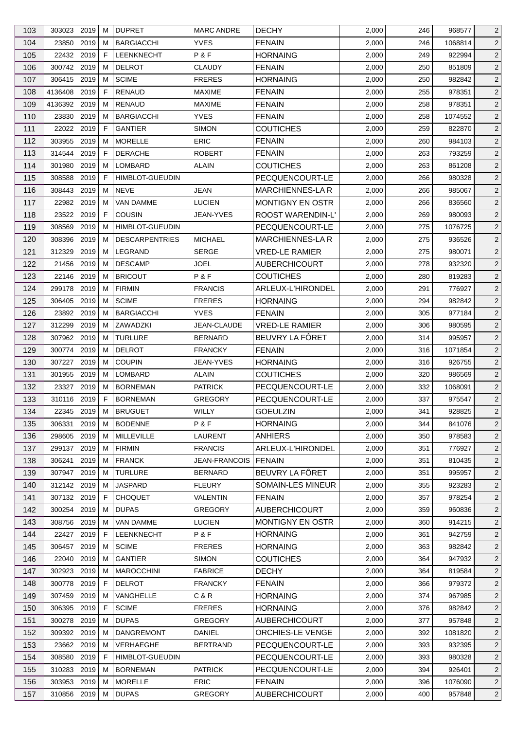| 103 | 303023 | 2019 | M | DUPRET | MARC ANDRE | DECHY | 2,000 | 246 | 968577 | 2 |
|---|---|---|---|---|---|---|---|---|---|---|
| 104 | 23850 | 2019 | M | BARGIACCHI | YVES | FENAIN | 2,000 | 246 | 1068814 | 2 |
| 105 | 22432 | 2019 | F | LEENKNECHT | P & F | HORNAING | 2,000 | 249 | 922994 | 2 |
| 106 | 300742 | 2019 | M | DELROT | CLAUDY | FENAIN | 2,000 | 250 | 851809 | 2 |
| 107 | 306415 | 2019 | M | SCIME | FRERES | HORNAING | 2,000 | 250 | 982842 | 2 |
| 108 | 4136408 | 2019 | F | RENAUD | MAXIME | FENAIN | 2,000 | 255 | 978351 | 2 |
| 109 | 4136392 | 2019 | M | RENAUD | MAXIME | FENAIN | 2,000 | 258 | 978351 | 2 |
| 110 | 23830 | 2019 | M | BARGIACCHI | YVES | FENAIN | 2,000 | 258 | 1074552 | 2 |
| 111 | 22022 | 2019 | F | GANTIER | SIMON | COUTICHES | 2,000 | 259 | 822870 | 2 |
| 112 | 303955 | 2019 | M | MORELLE | ERIC | FENAIN | 2,000 | 260 | 984103 | 2 |
| 113 | 314544 | 2019 | F | DERACHE | ROBERT | FENAIN | 2,000 | 263 | 793259 | 2 |
| 114 | 301980 | 2019 | M | LOMBARD | ALAIN | COUTICHES | 2,000 | 263 | 861208 | 2 |
| 115 | 308588 | 2019 | F | HIMBLOT-GUEUDIN | | PECQUENCOURT-LE | 2,000 | 266 | 980328 | 2 |
| 116 | 308443 | 2019 | M | NEVE | JEAN | MARCHIENNES-LA R | 2,000 | 266 | 985067 | 2 |
| 117 | 22982 | 2019 | M | VAN DAMME | LUCIEN | MONTIGNY EN OSTR | 2,000 | 266 | 836560 | 2 |
| 118 | 23522 | 2019 | F | COUSIN | JEAN-YVES | ROOST WARENDIN-L' | 2,000 | 269 | 980093 | 2 |
| 119 | 308569 | 2019 | M | HIMBLOT-GUEUDIN | | PECQUENCOURT-LE | 2,000 | 275 | 1076725 | 2 |
| 120 | 308396 | 2019 | M | DESCARPENTRIES | MICHAEL | MARCHIENNES-LA R | 2,000 | 275 | 936526 | 2 |
| 121 | 312329 | 2019 | M | LEGRAND | SERGE | VRED-LE RAMIER | 2,000 | 275 | 980071 | 2 |
| 122 | 21456 | 2019 | M | DESCAMP | JOEL | AUBERCHICOURT | 2,000 | 278 | 932320 | 2 |
| 123 | 22146 | 2019 | M | BRICOUT | P & F | COUTICHES | 2,000 | 280 | 819283 | 2 |
| 124 | 299178 | 2019 | M | FIRMIN | FRANCIS | ARLEUX-L'HIRONDEL | 2,000 | 291 | 776927 | 2 |
| 125 | 306405 | 2019 | M | SCIME | FRERES | HORNAING | 2,000 | 294 | 982842 | 2 |
| 126 | 23892 | 2019 | M | BARGIACCHI | YVES | FENAIN | 2,000 | 305 | 977184 | 2 |
| 127 | 312299 | 2019 | M | ZAWADZKI | JEAN-CLAUDE | VRED-LE RAMIER | 2,000 | 306 | 980595 | 2 |
| 128 | 307962 | 2019 | M | TURLURE | BERNARD | BEUVRY LA FÔRET | 2,000 | 314 | 995957 | 2 |
| 129 | 300774 | 2019 | M | DELROT | FRANCKY | FENAIN | 2,000 | 316 | 1071854 | 2 |
| 130 | 307227 | 2019 | M | COUPIN | JEAN-YVES | HORNAING | 2,000 | 316 | 926755 | 2 |
| 131 | 301955 | 2019 | M | LOMBARD | ALAIN | COUTICHES | 2,000 | 320 | 986569 | 2 |
| 132 | 23327 | 2019 | M | BORNEMAN | PATRICK | PECQUENCOURT-LE | 2,000 | 332 | 1068091 | 2 |
| 133 | 310116 | 2019 | F | BORNEMAN | GREGORY | PECQUENCOURT-LE | 2,000 | 337 | 975547 | 2 |
| 134 | 22345 | 2019 | M | BRUGUET | WILLY | GOEULZIN | 2,000 | 341 | 928825 | 2 |
| 135 | 306331 | 2019 | M | BODENNE | P & F | HORNAING | 2,000 | 344 | 841076 | 2 |
| 136 | 298605 | 2019 | M | MILLEVILLE | LAURENT | ANHIERS | 2,000 | 350 | 978583 | 2 |
| 137 | 299137 | 2019 | M | FIRMIN | FRANCIS | ARLEUX-L'HIRONDEL | 2,000 | 351 | 776927 | 2 |
| 138 | 306241 | 2019 | M | FRANCK | JEAN-FRANCOIS | FENAIN | 2,000 | 351 | 810435 | 2 |
| 139 | 307947 | 2019 | M | TURLURE | BERNARD | BEUVRY LA FÔRET | 2,000 | 351 | 995957 | 2 |
| 140 | 312142 | 2019 | M | JASPARD | FLEURY | SOMAIN-LES MINEUR | 2,000 | 355 | 923283 | 2 |
| 141 | 307132 | 2019 | F | CHOQUET | VALENTIN | FENAIN | 2,000 | 357 | 978254 | 2 |
| 142 | 300254 | 2019 | M | DUPAS | GREGORY | AUBERCHICOURT | 2,000 | 359 | 960836 | 2 |
| 143 | 308756 | 2019 | M | VAN DAMME | LUCIEN | MONTIGNY EN OSTR | 2,000 | 360 | 914215 | 2 |
| 144 | 22427 | 2019 | F | LEENKNECHT | P & F | HORNAING | 2,000 | 361 | 942759 | 2 |
| 145 | 306457 | 2019 | M | SCIME | FRERES | HORNAING | 2,000 | 363 | 982842 | 2 |
| 146 | 22040 | 2019 | M | GANTIER | SIMON | COUTICHES | 2,000 | 364 | 947932 | 2 |
| 147 | 302923 | 2019 | M | MAROCCHINI | FABRICE | DECHY | 2,000 | 364 | 819584 | 2 |
| 148 | 300778 | 2019 | F | DELROT | FRANCKY | FENAIN | 2,000 | 366 | 979372 | 2 |
| 149 | 307459 | 2019 | M | VANGHELLE | C & R | HORNAING | 2,000 | 374 | 967985 | 2 |
| 150 | 306395 | 2019 | F | SCIME | FRERES | HORNAING | 2,000 | 376 | 982842 | 2 |
| 151 | 300278 | 2019 | M | DUPAS | GREGORY | AUBERCHICOURT | 2,000 | 377 | 957848 | 2 |
| 152 | 309392 | 2019 | M | DANGREMONT | DANIEL | ORCHIES-LE VENGE | 2,000 | 392 | 1081820 | 2 |
| 153 | 23662 | 2019 | M | VERHAEGHE | BERTRAND | PECQUENCOURT-LE | 2,000 | 393 | 932395 | 2 |
| 154 | 308580 | 2019 | F | HIMBLOT-GUEUDIN | | PECQUENCOURT-LE | 2,000 | 393 | 980328 | 2 |
| 155 | 310283 | 2019 | M | BORNEMAN | PATRICK | PECQUENCOURT-LE | 2,000 | 394 | 926401 | 2 |
| 156 | 303953 | 2019 | M | MORELLE | ERIC | FENAIN | 2,000 | 396 | 1076090 | 2 |
| 157 | 310856 | 2019 | M | DUPAS | GREGORY | AUBERCHICOURT | 2,000 | 400 | 957848 | 2 |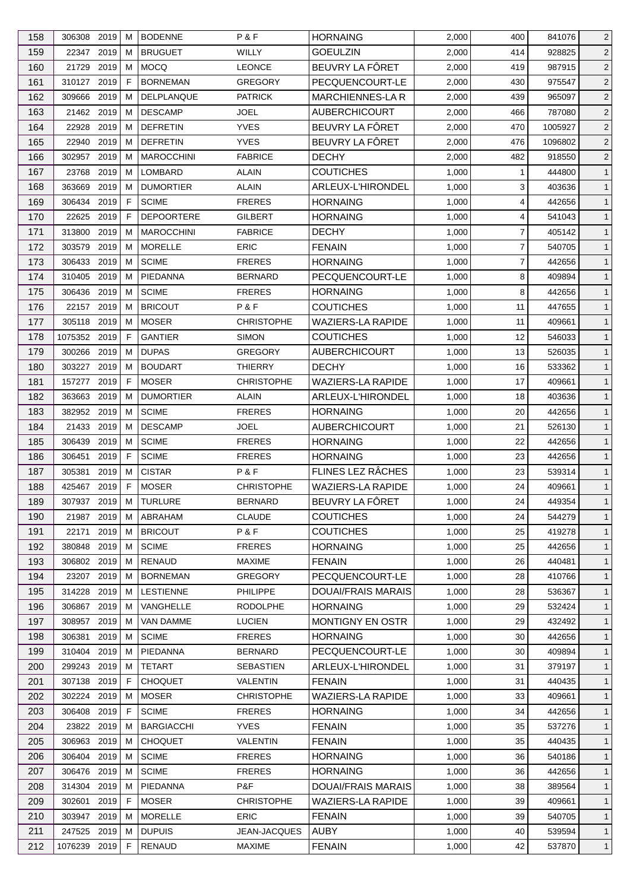| | | | | | | | | | | |
|---|---|---|---|---|---|---|---|---|---|---|
| 158 | 306308 | 2019 | M | BODENNE | P & F | HORNAING | 2,000 | 400 | 841076 | 2 |
| 159 | 22347 | 2019 | M | BRUGUET | WILLY | GOEULZIN | 2,000 | 414 | 928825 | 2 |
| 160 | 21729 | 2019 | M | MOCQ | LEONCE | BEUVRY LA FÔRET | 2,000 | 419 | 987915 | 2 |
| 161 | 310127 | 2019 | F | BORNEMAN | GREGORY | PECQUENCOURT-LE | 2,000 | 430 | 975547 | 2 |
| 162 | 309666 | 2019 | M | DELPLANQUE | PATRICK | MARCHIENNES-LA R | 2,000 | 439 | 965097 | 2 |
| 163 | 21462 | 2019 | M | DESCAMP | JOEL | AUBERCHICOURT | 2,000 | 466 | 787080 | 2 |
| 164 | 22928 | 2019 | M | DEFRETIN | YVES | BEUVRY LA FÔRET | 2,000 | 470 | 1005927 | 2 |
| 165 | 22940 | 2019 | M | DEFRETIN | YVES | BEUVRY LA FÔRET | 2,000 | 476 | 1096802 | 2 |
| 166 | 302957 | 2019 | M | MAROCCHINI | FABRICE | DECHY | 2,000 | 482 | 918550 | 2 |
| 167 | 23768 | 2019 | M | LOMBARD | ALAIN | COUTICHES | 1,000 | 1 | 444800 | 1 |
| 168 | 363669 | 2019 | M | DUMORTIER | ALAIN | ARLEUX-L'HIRONDEL | 1,000 | 3 | 403636 | 1 |
| 169 | 306434 | 2019 | F | SCIME | FRERES | HORNAING | 1,000 | 4 | 442656 | 1 |
| 170 | 22625 | 2019 | F | DEPOORTERE | GILBERT | HORNAING | 1,000 | 4 | 541043 | 1 |
| 171 | 313800 | 2019 | M | MAROCCHINI | FABRICE | DECHY | 1,000 | 7 | 405142 | 1 |
| 172 | 303579 | 2019 | M | MORELLE | ERIC | FENAIN | 1,000 | 7 | 540705 | 1 |
| 173 | 306433 | 2019 | M | SCIME | FRERES | HORNAING | 1,000 | 7 | 442656 | 1 |
| 174 | 310405 | 2019 | M | PIEDANNA | BERNARD | PECQUENCOURT-LE | 1,000 | 8 | 409894 | 1 |
| 175 | 306436 | 2019 | M | SCIME | FRERES | HORNAING | 1,000 | 8 | 442656 | 1 |
| 176 | 22157 | 2019 | M | BRICOUT | P & F | COUTICHES | 1,000 | 11 | 447655 | 1 |
| 177 | 305118 | 2019 | M | MOSER | CHRISTOPHE | WAZIERS-LA RAPIDE | 1,000 | 11 | 409661 | 1 |
| 178 | 1075352 | 2019 | F | GANTIER | SIMON | COUTICHES | 1,000 | 12 | 546033 | 1 |
| 179 | 300266 | 2019 | M | DUPAS | GREGORY | AUBERCHICOURT | 1,000 | 13 | 526035 | 1 |
| 180 | 303227 | 2019 | M | BOUDART | THIERRY | DECHY | 1,000 | 16 | 533362 | 1 |
| 181 | 157277 | 2019 | F | MOSER | CHRISTOPHE | WAZIERS-LA RAPIDE | 1,000 | 17 | 409661 | 1 |
| 182 | 363663 | 2019 | M | DUMORTIER | ALAIN | ARLEUX-L'HIRONDEL | 1,000 | 18 | 403636 | 1 |
| 183 | 382952 | 2019 | M | SCIME | FRERES | HORNAING | 1,000 | 20 | 442656 | 1 |
| 184 | 21433 | 2019 | M | DESCAMP | JOEL | AUBERCHICOURT | 1,000 | 21 | 526130 | 1 |
| 185 | 306439 | 2019 | M | SCIME | FRERES | HORNAING | 1,000 | 22 | 442656 | 1 |
| 186 | 306451 | 2019 | F | SCIME | FRERES | HORNAING | 1,000 | 23 | 442656 | 1 |
| 187 | 305381 | 2019 | M | CISTAR | P & F | FLINES LEZ RÂCHES | 1,000 | 23 | 539314 | 1 |
| 188 | 425467 | 2019 | F | MOSER | CHRISTOPHE | WAZIERS-LA RAPIDE | 1,000 | 24 | 409661 | 1 |
| 189 | 307937 | 2019 | M | TURLURE | BERNARD | BEUVRY LA FÔRET | 1,000 | 24 | 449354 | 1 |
| 190 | 21987 | 2019 | M | ABRAHAM | CLAUDE | COUTICHES | 1,000 | 24 | 544279 | 1 |
| 191 | 22171 | 2019 | M | BRICOUT | P & F | COUTICHES | 1,000 | 25 | 419278 | 1 |
| 192 | 380848 | 2019 | M | SCIME | FRERES | HORNAING | 1,000 | 25 | 442656 | 1 |
| 193 | 306802 | 2019 | M | RENAUD | MAXIME | FENAIN | 1,000 | 26 | 440481 | 1 |
| 194 | 23207 | 2019 | M | BORNEMAN | GREGORY | PECQUENCOURT-LE | 1,000 | 28 | 410766 | 1 |
| 195 | 314228 | 2019 | M | LESTIENNE | PHILIPPE | DOUAI/FRAIS MARAIS | 1,000 | 28 | 536367 | 1 |
| 196 | 306867 | 2019 | M | VANGHELLE | RODOLPHE | HORNAING | 1,000 | 29 | 532424 | 1 |
| 197 | 308957 | 2019 | M | VAN DAMME | LUCIEN | MONTIGNY EN OSTR | 1,000 | 29 | 432492 | 1 |
| 198 | 306381 | 2019 | M | SCIME | FRERES | HORNAING | 1,000 | 30 | 442656 | 1 |
| 199 | 310404 | 2019 | M | PIEDANNA | BERNARD | PECQUENCOURT-LE | 1,000 | 30 | 409894 | 1 |
| 200 | 299243 | 2019 | M | TETART | SEBASTIEN | ARLEUX-L'HIRONDEL | 1,000 | 31 | 379197 | 1 |
| 201 | 307138 | 2019 | F | CHOQUET | VALENTIN | FENAIN | 1,000 | 31 | 440435 | 1 |
| 202 | 302224 | 2019 | M | MOSER | CHRISTOPHE | WAZIERS-LA RAPIDE | 1,000 | 33 | 409661 | 1 |
| 203 | 306408 | 2019 | F | SCIME | FRERES | HORNAING | 1,000 | 34 | 442656 | 1 |
| 204 | 23822 | 2019 | M | BARGIACCHI | YVES | FENAIN | 1,000 | 35 | 537276 | 1 |
| 205 | 306963 | 2019 | M | CHOQUET | VALENTIN | FENAIN | 1,000 | 35 | 440435 | 1 |
| 206 | 306404 | 2019 | M | SCIME | FRERES | HORNAING | 1,000 | 36 | 540186 | 1 |
| 207 | 306476 | 2019 | M | SCIME | FRERES | HORNAING | 1,000 | 36 | 442656 | 1 |
| 208 | 314304 | 2019 | M | PIEDANNA | P&F | DOUAI/FRAIS MARAIS | 1,000 | 38 | 389564 | 1 |
| 209 | 302601 | 2019 | F | MOSER | CHRISTOPHE | WAZIERS-LA RAPIDE | 1,000 | 39 | 409661 | 1 |
| 210 | 303947 | 2019 | M | MORELLE | ERIC | FENAIN | 1,000 | 39 | 540705 | 1 |
| 211 | 247525 | 2019 | M | DUPUIS | JEAN-JACQUES | AUBY | 1,000 | 40 | 539594 | 1 |
| 212 | 1076239 | 2019 | F | RENAUD | MAXIME | FENAIN | 1,000 | 42 | 537870 | 1 |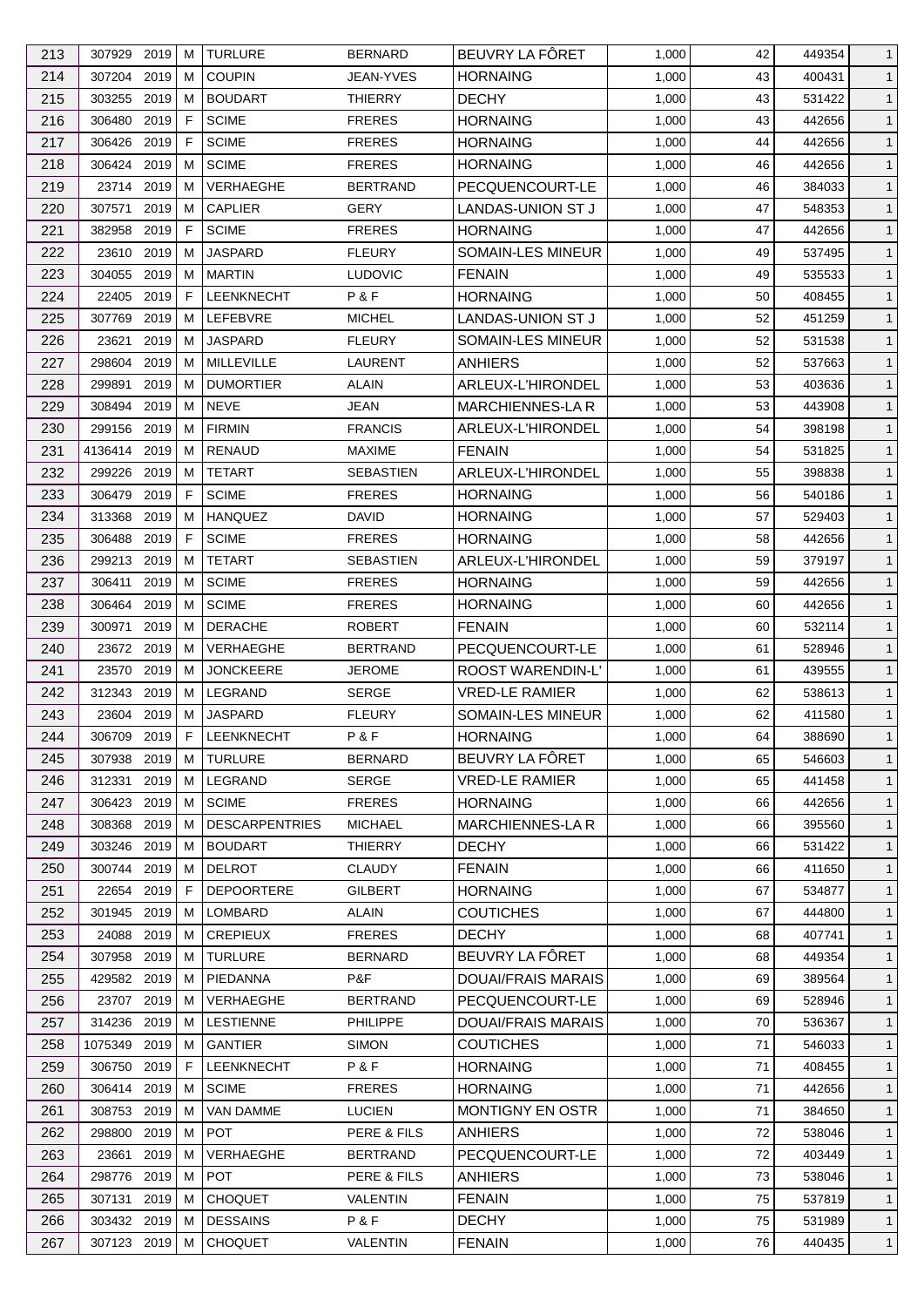| 213 | 307929 | 2019 | M | TURLURE | BERNARD | BEUVRY LA FÔRET | 1,000 | 42 | 449354 | 1 |
|---|---|---|---|---|---|---|---|---|---|---|
| 214 | 307204 | 2019 | M | COUPIN | JEAN-YVES | HORNAING | 1,000 | 43 | 400431 | 1 |
| 215 | 303255 | 2019 | M | BOUDART | THIERRY | DECHY | 1,000 | 43 | 531422 | 1 |
| 216 | 306480 | 2019 | F | SCIME | FRERES | HORNAING | 1,000 | 43 | 442656 | 1 |
| 217 | 306426 | 2019 | F | SCIME | FRERES | HORNAING | 1,000 | 44 | 442656 | 1 |
| 218 | 306424 | 2019 | M | SCIME | FRERES | HORNAING | 1,000 | 46 | 442656 | 1 |
| 219 | 23714 | 2019 | M | VERHAEGHE | BERTRAND | PECQUENCOURT-LE | 1,000 | 46 | 384033 | 1 |
| 220 | 307571 | 2019 | M | CAPLIER | GERY | LANDAS-UNION ST J | 1,000 | 47 | 548353 | 1 |
| 221 | 382958 | 2019 | F | SCIME | FRERES | HORNAING | 1,000 | 47 | 442656 | 1 |
| 222 | 23610 | 2019 | M | JASPARD | FLEURY | SOMAIN-LES MINEUR | 1,000 | 49 | 537495 | 1 |
| 223 | 304055 | 2019 | M | MARTIN | LUDOVIC | FENAIN | 1,000 | 49 | 535533 | 1 |
| 224 | 22405 | 2019 | F | LEENKNECHT | P & F | HORNAING | 1,000 | 50 | 408455 | 1 |
| 225 | 307769 | 2019 | M | LEFEBVRE | MICHEL | LANDAS-UNION ST J | 1,000 | 52 | 451259 | 1 |
| 226 | 23621 | 2019 | M | JASPARD | FLEURY | SOMAIN-LES MINEUR | 1,000 | 52 | 531538 | 1 |
| 227 | 298604 | 2019 | M | MILLEVILLE | LAURENT | ANHIERS | 1,000 | 52 | 537663 | 1 |
| 228 | 299891 | 2019 | M | DUMORTIER | ALAIN | ARLEUX-L'HIRONDEL | 1,000 | 53 | 403636 | 1 |
| 229 | 308494 | 2019 | M | NEVE | JEAN | MARCHIENNES-LA R | 1,000 | 53 | 443908 | 1 |
| 230 | 299156 | 2019 | M | FIRMIN | FRANCIS | ARLEUX-L'HIRONDEL | 1,000 | 54 | 398198 | 1 |
| 231 | 4136414 | 2019 | M | RENAUD | MAXIME | FENAIN | 1,000 | 54 | 531825 | 1 |
| 232 | 299226 | 2019 | M | TETART | SEBASTIEN | ARLEUX-L'HIRONDEL | 1,000 | 55 | 398838 | 1 |
| 233 | 306479 | 2019 | F | SCIME | FRERES | HORNAING | 1,000 | 56 | 540186 | 1 |
| 234 | 313368 | 2019 | M | HANQUEZ | DAVID | HORNAING | 1,000 | 57 | 529403 | 1 |
| 235 | 306488 | 2019 | F | SCIME | FRERES | HORNAING | 1,000 | 58 | 442656 | 1 |
| 236 | 299213 | 2019 | M | TETART | SEBASTIEN | ARLEUX-L'HIRONDEL | 1,000 | 59 | 379197 | 1 |
| 237 | 306411 | 2019 | M | SCIME | FRERES | HORNAING | 1,000 | 59 | 442656 | 1 |
| 238 | 306464 | 2019 | M | SCIME | FRERES | HORNAING | 1,000 | 60 | 442656 | 1 |
| 239 | 300971 | 2019 | M | DERACHE | ROBERT | FENAIN | 1,000 | 60 | 532114 | 1 |
| 240 | 23672 | 2019 | M | VERHAEGHE | BERTRAND | PECQUENCOURT-LE | 1,000 | 61 | 528946 | 1 |
| 241 | 23570 | 2019 | M | JONCKEERE | JEROME | ROOST WARENDIN-L' | 1,000 | 61 | 439555 | 1 |
| 242 | 312343 | 2019 | M | LEGRAND | SERGE | VRED-LE RAMIER | 1,000 | 62 | 538613 | 1 |
| 243 | 23604 | 2019 | M | JASPARD | FLEURY | SOMAIN-LES MINEUR | 1,000 | 62 | 411580 | 1 |
| 244 | 306709 | 2019 | F | LEENKNECHT | P & F | HORNAING | 1,000 | 64 | 388690 | 1 |
| 245 | 307938 | 2019 | M | TURLURE | BERNARD | BEUVRY LA FÔRET | 1,000 | 65 | 546603 | 1 |
| 246 | 312331 | 2019 | M | LEGRAND | SERGE | VRED-LE RAMIER | 1,000 | 65 | 441458 | 1 |
| 247 | 306423 | 2019 | M | SCIME | FRERES | HORNAING | 1,000 | 66 | 442656 | 1 |
| 248 | 308368 | 2019 | M | DESCARPENTRIES | MICHAEL | MARCHIENNES-LA R | 1,000 | 66 | 395560 | 1 |
| 249 | 303246 | 2019 | M | BOUDART | THIERRY | DECHY | 1,000 | 66 | 531422 | 1 |
| 250 | 300744 | 2019 | M | DELROT | CLAUDY | FENAIN | 1,000 | 66 | 411650 | 1 |
| 251 | 22654 | 2019 | F | DEPOORTERE | GILBERT | HORNAING | 1,000 | 67 | 534877 | 1 |
| 252 | 301945 | 2019 | M | LOMBARD | ALAIN | COUTICHES | 1,000 | 67 | 444800 | 1 |
| 253 | 24088 | 2019 | M | CREPIEUX | FRERES | DECHY | 1,000 | 68 | 407741 | 1 |
| 254 | 307958 | 2019 | M | TURLURE | BERNARD | BEUVRY LA FÔRET | 1,000 | 68 | 449354 | 1 |
| 255 | 429582 | 2019 | M | PIEDANNA | P&F | DOUAI/FRAIS MARAIS | 1,000 | 69 | 389564 | 1 |
| 256 | 23707 | 2019 | M | VERHAEGHE | BERTRAND | PECQUENCOURT-LE | 1,000 | 69 | 528946 | 1 |
| 257 | 314236 | 2019 | M | LESTIENNE | PHILIPPE | DOUAI/FRAIS MARAIS | 1,000 | 70 | 536367 | 1 |
| 258 | 1075349 | 2019 | M | GANTIER | SIMON | COUTICHES | 1,000 | 71 | 546033 | 1 |
| 259 | 306750 | 2019 | F | LEENKNECHT | P & F | HORNAING | 1,000 | 71 | 408455 | 1 |
| 260 | 306414 | 2019 | M | SCIME | FRERES | HORNAING | 1,000 | 71 | 442656 | 1 |
| 261 | 308753 | 2019 | M | VAN DAMME | LUCIEN | MONTIGNY EN OSTR | 1,000 | 71 | 384650 | 1 |
| 262 | 298800 | 2019 | M | POT | PERE & FILS | ANHIERS | 1,000 | 72 | 538046 | 1 |
| 263 | 23661 | 2019 | M | VERHAEGHE | BERTRAND | PECQUENCOURT-LE | 1,000 | 72 | 403449 | 1 |
| 264 | 298776 | 2019 | M | POT | PERE & FILS | ANHIERS | 1,000 | 73 | 538046 | 1 |
| 265 | 307131 | 2019 | M | CHOQUET | VALENTIN | FENAIN | 1,000 | 75 | 537819 | 1 |
| 266 | 303432 | 2019 | M | DESSAINS | P & F | DECHY | 1,000 | 75 | 531989 | 1 |
| 267 | 307123 | 2019 | M | CHOQUET | VALENTIN | FENAIN | 1,000 | 76 | 440435 | 1 |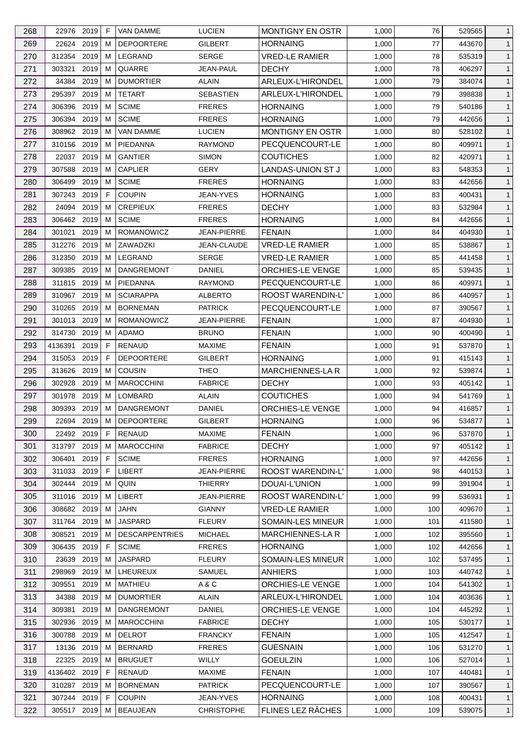| 268 | 22976 | 2019 | F | VAN DAMME | LUCIEN | MONTIGNY EN OSTR | 1,000 | 76 | 529565 | 1 |
|---|---|---|---|---|---|---|---|---|---|---|
| 269 | 22624 | 2019 | M | DEPOORTERE | GILBERT | HORNAING | 1,000 | 77 | 443670 | 1 |
| 270 | 312354 | 2019 | M | LEGRAND | SERGE | VRED-LE RAMIER | 1,000 | 78 | 535319 | 1 |
| 271 | 303321 | 2019 | M | QUARRE | JEAN-PAUL | DECHY | 1,000 | 78 | 406297 | 1 |
| 272 | 34384 | 2019 | M | DUMORTIER | ALAIN | ARLEUX-L'HIRONDEL | 1,000 | 79 | 384074 | 1 |
| 273 | 295397 | 2019 | M | TETART | SEBASTIEN | ARLEUX-L'HIRONDEL | 1,000 | 79 | 398838 | 1 |
| 274 | 306396 | 2019 | M | SCIME | FRERES | HORNAING | 1,000 | 79 | 540186 | 1 |
| 275 | 306394 | 2019 | M | SCIME | FRERES | HORNAING | 1,000 | 79 | 442656 | 1 |
| 276 | 308962 | 2019 | M | VAN DAMME | LUCIEN | MONTIGNY EN OSTR | 1,000 | 80 | 528102 | 1 |
| 277 | 310156 | 2019 | M | PIEDANNA | RAYMOND | PECQUENCOURT-LE | 1,000 | 80 | 409971 | 1 |
| 278 | 22037 | 2019 | M | GANTIER | SIMON | COUTICHES | 1,000 | 82 | 420971 | 1 |
| 279 | 307588 | 2019 | M | CAPLIER | GERY | LANDAS-UNION ST J | 1,000 | 83 | 548353 | 1 |
| 280 | 306499 | 2019 | M | SCIME | FRERES | HORNAING | 1,000 | 83 | 442656 | 1 |
| 281 | 307243 | 2019 | F | COUPIN | JEAN-YVES | HORNAING | 1,000 | 83 | 400431 | 1 |
| 282 | 24094 | 2019 | M | CREPIEUX | FRERES | DECHY | 1,000 | 83 | 532984 | 1 |
| 283 | 306462 | 2019 | M | SCIME | FRERES | HORNAING | 1,000 | 84 | 442656 | 1 |
| 284 | 301021 | 2019 | M | ROMANOWICZ | JEAN-PIERRE | FENAIN | 1,000 | 84 | 404930 | 1 |
| 285 | 312276 | 2019 | M | ZAWADZKI | JEAN-CLAUDE | VRED-LE RAMIER | 1,000 | 85 | 538867 | 1 |
| 286 | 312350 | 2019 | M | LEGRAND | SERGE | VRED-LE RAMIER | 1,000 | 85 | 441458 | 1 |
| 287 | 309385 | 2019 | M | DANGREMONT | DANIEL | ORCHIES-LE VENGE | 1,000 | 85 | 539435 | 1 |
| 288 | 311815 | 2019 | M | PIEDANNA | RAYMOND | PECQUENCOURT-LE | 1,000 | 86 | 409971 | 1 |
| 289 | 310967 | 2019 | M | SCIARAPPA | ALBERTO | ROOST WARENDIN-L' | 1,000 | 86 | 440957 | 1 |
| 290 | 310265 | 2019 | M | BORNEMAN | PATRICK | PECQUENCOURT-LE | 1,000 | 87 | 390567 | 1 |
| 291 | 301013 | 2019 | M | ROMANOWICZ | JEAN-PIERRE | FENAIN | 1,000 | 87 | 404930 | 1 |
| 292 | 314730 | 2019 | M | ADAMO | BRUNO | FENAIN | 1,000 | 90 | 400490 | 1 |
| 293 | 4136391 | 2019 | F | RENAUD | MAXIME | FENAIN | 1,000 | 91 | 537870 | 1 |
| 294 | 315053 | 2019 | F | DEPOORTERE | GILBERT | HORNAING | 1,000 | 91 | 415143 | 1 |
| 295 | 313626 | 2019 | M | COUSIN | THEO | MARCHIENNES-LA R | 1,000 | 92 | 539874 | 1 |
| 296 | 302928 | 2019 | M | MAROCCHINI | FABRICE | DECHY | 1,000 | 93 | 405142 | 1 |
| 297 | 301978 | 2019 | M | LOMBARD | ALAIN | COUTICHES | 1,000 | 94 | 541769 | 1 |
| 298 | 309393 | 2019 | M | DANGREMONT | DANIEL | ORCHIES-LE VENGE | 1,000 | 94 | 416857 | 1 |
| 299 | 22694 | 2019 | M | DEPOORTERE | GILBERT | HORNAING | 1,000 | 96 | 534877 | 1 |
| 300 | 22492 | 2019 | F | RENAUD | MAXIME | FENAIN | 1,000 | 96 | 537870 | 1 |
| 301 | 313797 | 2019 | M | MAROCCHINI | FABRICE | DECHY | 1,000 | 97 | 405142 | 1 |
| 302 | 306401 | 2019 | F | SCIME | FRERES | HORNAING | 1,000 | 97 | 442656 | 1 |
| 303 | 311033 | 2019 | F | LIBERT | JEAN-PIERRE | ROOST WARENDIN-L' | 1,000 | 98 | 440153 | 1 |
| 304 | 302444 | 2019 | M | QUIN | THIERRY | DOUAI-L'UNION | 1,000 | 99 | 391904 | 1 |
| 305 | 311016 | 2019 | M | LIBERT | JEAN-PIERRE | ROOST WARENDIN-L' | 1,000 | 99 | 536931 | 1 |
| 306 | 308682 | 2019 | M | JAHN | GIANNY | VRED-LE RAMIER | 1,000 | 100 | 409670 | 1 |
| 307 | 311764 | 2019 | M | JASPARD | FLEURY | SOMAIN-LES MINEUR | 1,000 | 101 | 411580 | 1 |
| 308 | 308521 | 2019 | M | DESCARPENTRIES | MICHAEL | MARCHIENNES-LA R | 1,000 | 102 | 395560 | 1 |
| 309 | 306435 | 2019 | F | SCIME | FRERES | HORNAING | 1,000 | 102 | 442656 | 1 |
| 310 | 23639 | 2019 | M | JASPARD | FLEURY | SOMAIN-LES MINEUR | 1,000 | 102 | 537495 | 1 |
| 311 | 298969 | 2019 | M | LHEUREUX | SAMUEL | ANHIERS | 1,000 | 103 | 440742 | 1 |
| 312 | 309551 | 2019 | M | MATHIEU | A & C | ORCHIES-LE VENGE | 1,000 | 104 | 541302 | 1 |
| 313 | 34388 | 2019 | M | DUMORTIER | ALAIN | ARLEUX-L'HIRONDEL | 1,000 | 104 | 403636 | 1 |
| 314 | 309381 | 2019 | M | DANGREMONT | DANIEL | ORCHIES-LE VENGE | 1,000 | 104 | 445292 | 1 |
| 315 | 302936 | 2019 | M | MAROCCHINI | FABRICE | DECHY | 1,000 | 105 | 530177 | 1 |
| 316 | 300788 | 2019 | M | DELROT | FRANCKY | FENAIN | 1,000 | 105 | 412547 | 1 |
| 317 | 13136 | 2019 | M | BERNARD | FRERES | GUESNAIN | 1,000 | 106 | 531270 | 1 |
| 318 | 22325 | 2019 | M | BRUGUET | WILLY | GOEULZIN | 1,000 | 106 | 527014 | 1 |
| 319 | 4136402 | 2019 | F | RENAUD | MAXIME | FENAIN | 1,000 | 107 | 440481 | 1 |
| 320 | 310287 | 2019 | M | BORNEMAN | PATRICK | PECQUENCOURT-LE | 1,000 | 107 | 390567 | 1 |
| 321 | 307244 | 2019 | F | COUPIN | JEAN-YVES | HORNAING | 1,000 | 108 | 400431 | 1 |
| 322 | 305517 | 2019 | M | BEAUJEAN | CHRISTOPHE | FLINES LEZ RÂCHES | 1,000 | 109 | 539075 | 1 |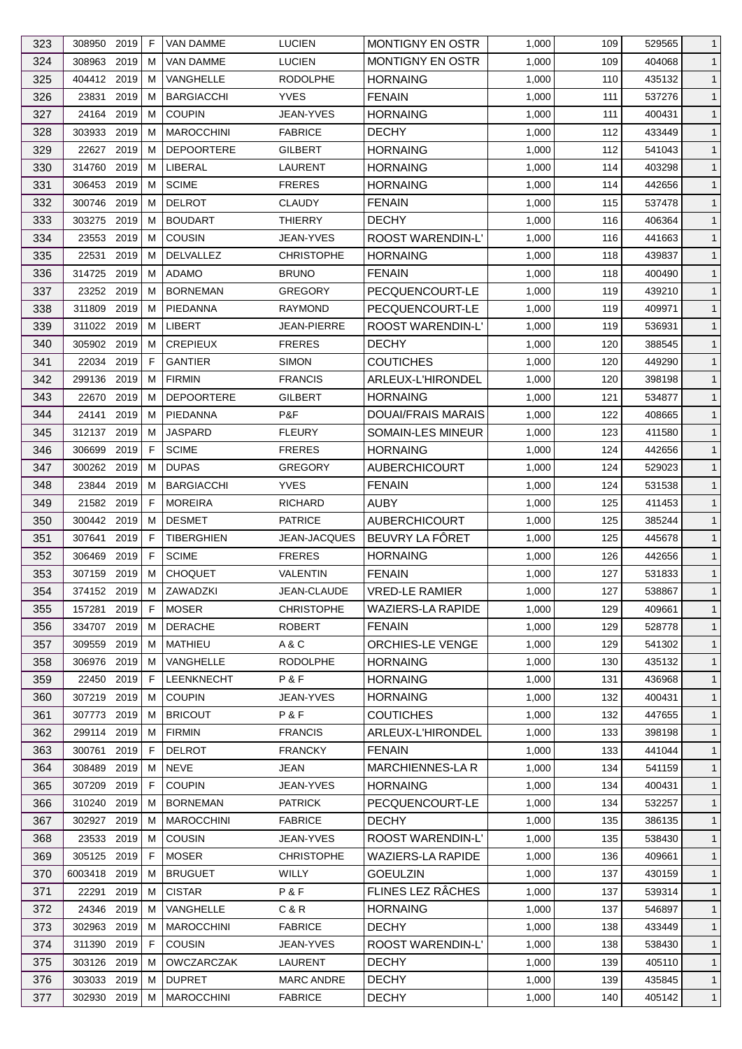| 323 | 308950 | 2019 | F | VAN DAMME | LUCIEN | MONTIGNY EN OSTR | 1,000 | 109 | 529565 | 1 |
|---|---|---|---|---|---|---|---|---|---|---|
| 324 | 308963 | 2019 | M | VAN DAMME | LUCIEN | MONTIGNY EN OSTR | 1,000 | 109 | 404068 | 1 |
| 325 | 404412 | 2019 | M | VANGHELLE | RODOLPHE | HORNAING | 1,000 | 110 | 435132 | 1 |
| 326 | 23831 | 2019 | M | BARGIACCHI | YVES | FENAIN | 1,000 | 111 | 537276 | 1 |
| 327 | 24164 | 2019 | M | COUPIN | JEAN-YVES | HORNAING | 1,000 | 111 | 400431 | 1 |
| 328 | 303933 | 2019 | M | MAROCCHINI | FABRICE | DECHY | 1,000 | 112 | 433449 | 1 |
| 329 | 22627 | 2019 | M | DEPOORTERE | GILBERT | HORNAING | 1,000 | 112 | 541043 | 1 |
| 330 | 314760 | 2019 | M | LIBERAL | LAURENT | HORNAING | 1,000 | 114 | 403298 | 1 |
| 331 | 306453 | 2019 | M | SCIME | FRERES | HORNAING | 1,000 | 114 | 442656 | 1 |
| 332 | 300746 | 2019 | M | DELROT | CLAUDY | FENAIN | 1,000 | 115 | 537478 | 1 |
| 333 | 303275 | 2019 | M | BOUDART | THIERRY | DECHY | 1,000 | 116 | 406364 | 1 |
| 334 | 23553 | 2019 | M | COUSIN | JEAN-YVES | ROOST WARENDIN-L' | 1,000 | 116 | 441663 | 1 |
| 335 | 22531 | 2019 | M | DELVALLEZ | CHRISTOPHE | HORNAING | 1,000 | 118 | 439837 | 1 |
| 336 | 314725 | 2019 | M | ADAMO | BRUNO | FENAIN | 1,000 | 118 | 400490 | 1 |
| 337 | 23252 | 2019 | M | BORNEMAN | GREGORY | PECQUENCOURT-LE | 1,000 | 119 | 439210 | 1 |
| 338 | 311809 | 2019 | M | PIEDANNA | RAYMOND | PECQUENCOURT-LE | 1,000 | 119 | 409971 | 1 |
| 339 | 311022 | 2019 | M | LIBERT | JEAN-PIERRE | ROOST WARENDIN-L' | 1,000 | 119 | 536931 | 1 |
| 340 | 305902 | 2019 | M | CREPIEUX | FRERES | DECHY | 1,000 | 120 | 388545 | 1 |
| 341 | 22034 | 2019 | F | GANTIER | SIMON | COUTICHES | 1,000 | 120 | 449290 | 1 |
| 342 | 299136 | 2019 | M | FIRMIN | FRANCIS | ARLEUX-L'HIRONDEL | 1,000 | 120 | 398198 | 1 |
| 343 | 22670 | 2019 | M | DEPOORTERE | GILBERT | HORNAING | 1,000 | 121 | 534877 | 1 |
| 344 | 24141 | 2019 | M | PIEDANNA | P&F | DOUAI/FRAIS MARAIS | 1,000 | 122 | 408665 | 1 |
| 345 | 312137 | 2019 | M | JASPARD | FLEURY | SOMAIN-LES MINEUR | 1,000 | 123 | 411580 | 1 |
| 346 | 306699 | 2019 | F | SCIME | FRERES | HORNAING | 1,000 | 124 | 442656 | 1 |
| 347 | 300262 | 2019 | M | DUPAS | GREGORY | AUBERCHICOURT | 1,000 | 124 | 529023 | 1 |
| 348 | 23844 | 2019 | M | BARGIACCHI | YVES | FENAIN | 1,000 | 124 | 531538 | 1 |
| 349 | 21582 | 2019 | F | MOREIRA | RICHARD | AUBY | 1,000 | 125 | 411453 | 1 |
| 350 | 300442 | 2019 | M | DESMET | PATRICE | AUBERCHICOURT | 1,000 | 125 | 385244 | 1 |
| 351 | 307641 | 2019 | F | TIBERGHIEN | JEAN-JACQUES | BEUVRY LA FÔRET | 1,000 | 125 | 445678 | 1 |
| 352 | 306469 | 2019 | F | SCIME | FRERES | HORNAING | 1,000 | 126 | 442656 | 1 |
| 353 | 307159 | 2019 | M | CHOQUET | VALENTIN | FENAIN | 1,000 | 127 | 531833 | 1 |
| 354 | 374152 | 2019 | M | ZAWADZKI | JEAN-CLAUDE | VRED-LE RAMIER | 1,000 | 127 | 538867 | 1 |
| 355 | 157281 | 2019 | F | MOSER | CHRISTOPHE | WAZIERS-LA RAPIDE | 1,000 | 129 | 409661 | 1 |
| 356 | 334707 | 2019 | M | DERACHE | ROBERT | FENAIN | 1,000 | 129 | 528778 | 1 |
| 357 | 309559 | 2019 | M | MATHIEU | A & C | ORCHIES-LE VENGE | 1,000 | 129 | 541302 | 1 |
| 358 | 306976 | 2019 | M | VANGHELLE | RODOLPHE | HORNAING | 1,000 | 130 | 435132 | 1 |
| 359 | 22450 | 2019 | F | LEENKNECHT | P & F | HORNAING | 1,000 | 131 | 436968 | 1 |
| 360 | 307219 | 2019 | M | COUPIN | JEAN-YVES | HORNAING | 1,000 | 132 | 400431 | 1 |
| 361 | 307773 | 2019 | M | BRICOUT | P & F | COUTICHES | 1,000 | 132 | 447655 | 1 |
| 362 | 299114 | 2019 | M | FIRMIN | FRANCIS | ARLEUX-L'HIRONDEL | 1,000 | 133 | 398198 | 1 |
| 363 | 300761 | 2019 | F | DELROT | FRANCKY | FENAIN | 1,000 | 133 | 441044 | 1 |
| 364 | 308489 | 2019 | M | NEVE | JEAN | MARCHIENNES-LA R | 1,000 | 134 | 541159 | 1 |
| 365 | 307209 | 2019 | F | COUPIN | JEAN-YVES | HORNAING | 1,000 | 134 | 400431 | 1 |
| 366 | 310240 | 2019 | M | BORNEMAN | PATRICK | PECQUENCOURT-LE | 1,000 | 134 | 532257 | 1 |
| 367 | 302927 | 2019 | M | MAROCCHINI | FABRICE | DECHY | 1,000 | 135 | 386135 | 1 |
| 368 | 23533 | 2019 | M | COUSIN | JEAN-YVES | ROOST WARENDIN-L' | 1,000 | 135 | 538430 | 1 |
| 369 | 305125 | 2019 | F | MOSER | CHRISTOPHE | WAZIERS-LA RAPIDE | 1,000 | 136 | 409661 | 1 |
| 370 | 6003418 | 2019 | M | BRUGUET | WILLY | GOEULZIN | 1,000 | 137 | 430159 | 1 |
| 371 | 22291 | 2019 | M | CISTAR | P & F | FLINES LEZ RÂCHES | 1,000 | 137 | 539314 | 1 |
| 372 | 24346 | 2019 | M | VANGHELLE | C & R | HORNAING | 1,000 | 137 | 546897 | 1 |
| 373 | 302963 | 2019 | M | MAROCCHINI | FABRICE | DECHY | 1,000 | 138 | 433449 | 1 |
| 374 | 311390 | 2019 | F | COUSIN | JEAN-YVES | ROOST WARENDIN-L' | 1,000 | 138 | 538430 | 1 |
| 375 | 303126 | 2019 | M | OWCZARCZAK | LAURENT | DECHY | 1,000 | 139 | 405110 | 1 |
| 376 | 303033 | 2019 | M | DUPRET | MARC ANDRE | DECHY | 1,000 | 139 | 435845 | 1 |
| 377 | 302930 | 2019 | M | MAROCCHINI | FABRICE | DECHY | 1,000 | 140 | 405142 | 1 |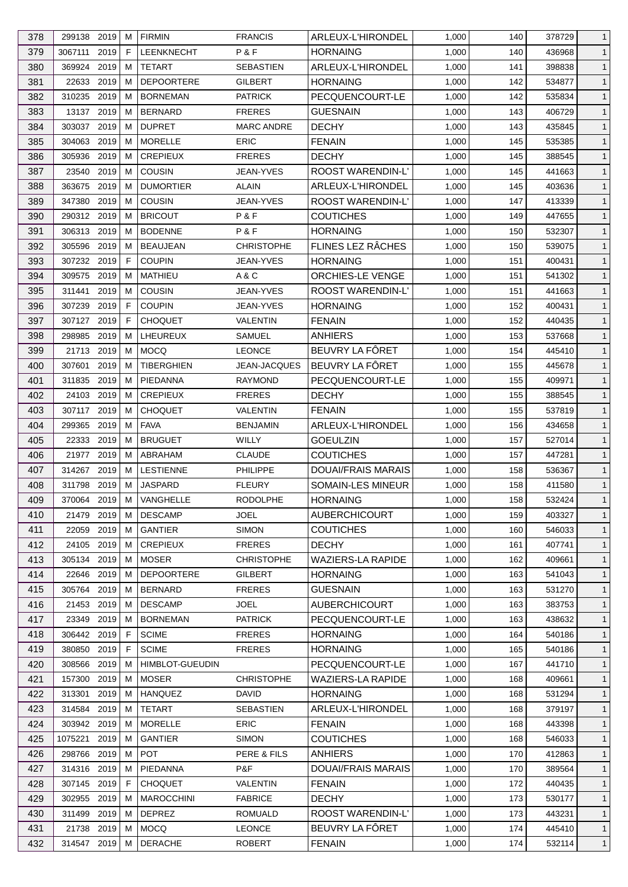| 378 | 299138 | 2019 | M | FIRMIN | FRANCIS | ARLEUX-L'HIRONDEL | 1,000 | 140 | 378729 | 1 |
|---|---|---|---|---|---|---|---|---|---|---|
| 379 | 3067111 | 2019 | F | LEENKNECHT | P & F | HORNAING | 1,000 | 140 | 436968 | 1 |
| 380 | 369924 | 2019 | M | TETART | SEBASTIEN | ARLEUX-L'HIRONDEL | 1,000 | 141 | 398838 | 1 |
| 381 | 22633 | 2019 | M | DEPOORTERE | GILBERT | HORNAING | 1,000 | 142 | 534877 | 1 |
| 382 | 310235 | 2019 | M | BORNEMAN | PATRICK | PECQUENCOURT-LE | 1,000 | 142 | 535834 | 1 |
| 383 | 13137 | 2019 | M | BERNARD | FRERES | GUESNAIN | 1,000 | 143 | 406729 | 1 |
| 384 | 303037 | 2019 | M | DUPRET | MARC ANDRE | DECHY | 1,000 | 143 | 435845 | 1 |
| 385 | 304063 | 2019 | M | MORELLE | ERIC | FENAIN | 1,000 | 145 | 535385 | 1 |
| 386 | 305936 | 2019 | M | CREPIEUX | FRERES | DECHY | 1,000 | 145 | 388545 | 1 |
| 387 | 23540 | 2019 | M | COUSIN | JEAN-YVES | ROOST WARENDIN-L' | 1,000 | 145 | 441663 | 1 |
| 388 | 363675 | 2019 | M | DUMORTIER | ALAIN | ARLEUX-L'HIRONDEL | 1,000 | 145 | 403636 | 1 |
| 389 | 347380 | 2019 | M | COUSIN | JEAN-YVES | ROOST WARENDIN-L' | 1,000 | 147 | 413339 | 1 |
| 390 | 290312 | 2019 | M | BRICOUT | P & F | COUTICHES | 1,000 | 149 | 447655 | 1 |
| 391 | 306313 | 2019 | M | BODENNE | P & F | HORNAING | 1,000 | 150 | 532307 | 1 |
| 392 | 305596 | 2019 | M | BEAUJEAN | CHRISTOPHE | FLINES LEZ RÂCHES | 1,000 | 150 | 539075 | 1 |
| 393 | 307232 | 2019 | F | COUPIN | JEAN-YVES | HORNAING | 1,000 | 151 | 400431 | 1 |
| 394 | 309575 | 2019 | M | MATHIEU | A & C | ORCHIES-LE VENGE | 1,000 | 151 | 541302 | 1 |
| 395 | 311441 | 2019 | M | COUSIN | JEAN-YVES | ROOST WARENDIN-L' | 1,000 | 151 | 441663 | 1 |
| 396 | 307239 | 2019 | F | COUPIN | JEAN-YVES | HORNAING | 1,000 | 152 | 400431 | 1 |
| 397 | 307127 | 2019 | F | CHOQUET | VALENTIN | FENAIN | 1,000 | 152 | 440435 | 1 |
| 398 | 298985 | 2019 | M | LHEUREUX | SAMUEL | ANHIERS | 1,000 | 153 | 537668 | 1 |
| 399 | 21713 | 2019 | M | MOCQ | LEONCE | BEUVRY LA FÔRET | 1,000 | 154 | 445410 | 1 |
| 400 | 307601 | 2019 | M | TIBERGHIEN | JEAN-JACQUES | BEUVRY LA FÔRET | 1,000 | 155 | 445678 | 1 |
| 401 | 311835 | 2019 | M | PIEDANNA | RAYMOND | PECQUENCOURT-LE | 1,000 | 155 | 409971 | 1 |
| 402 | 24103 | 2019 | M | CREPIEUX | FRERES | DECHY | 1,000 | 155 | 388545 | 1 |
| 403 | 307117 | 2019 | M | CHOQUET | VALENTIN | FENAIN | 1,000 | 155 | 537819 | 1 |
| 404 | 299365 | 2019 | M | FAVA | BENJAMIN | ARLEUX-L'HIRONDEL | 1,000 | 156 | 434658 | 1 |
| 405 | 22333 | 2019 | M | BRUGUET | WILLY | GOEULZIN | 1,000 | 157 | 527014 | 1 |
| 406 | 21977 | 2019 | M | ABRAHAM | CLAUDE | COUTICHES | 1,000 | 157 | 447281 | 1 |
| 407 | 314267 | 2019 | M | LESTIENNE | PHILIPPE | DOUAI/FRAIS MARAIS | 1,000 | 158 | 536367 | 1 |
| 408 | 311798 | 2019 | M | JASPARD | FLEURY | SOMAIN-LES MINEUR | 1,000 | 158 | 411580 | 1 |
| 409 | 370064 | 2019 | M | VANGHELLE | RODOLPHE | HORNAING | 1,000 | 158 | 532424 | 1 |
| 410 | 21479 | 2019 | M | DESCAMP | JOEL | AUBERCHICOURT | 1,000 | 159 | 403327 | 1 |
| 411 | 22059 | 2019 | M | GANTIER | SIMON | COUTICHES | 1,000 | 160 | 546033 | 1 |
| 412 | 24105 | 2019 | M | CREPIEUX | FRERES | DECHY | 1,000 | 161 | 407741 | 1 |
| 413 | 305134 | 2019 | M | MOSER | CHRISTOPHE | WAZIERS-LA RAPIDE | 1,000 | 162 | 409661 | 1 |
| 414 | 22646 | 2019 | M | DEPOORTERE | GILBERT | HORNAING | 1,000 | 163 | 541043 | 1 |
| 415 | 305764 | 2019 | M | BERNARD | FRERES | GUESNAIN | 1,000 | 163 | 531270 | 1 |
| 416 | 21453 | 2019 | M | DESCAMP | JOEL | AUBERCHICOURT | 1,000 | 163 | 383753 | 1 |
| 417 | 23349 | 2019 | M | BORNEMAN | PATRICK | PECQUENCOURT-LE | 1,000 | 163 | 438632 | 1 |
| 418 | 306442 | 2019 | F | SCIME | FRERES | HORNAING | 1,000 | 164 | 540186 | 1 |
| 419 | 380850 | 2019 | F | SCIME | FRERES | HORNAING | 1,000 | 165 | 540186 | 1 |
| 420 | 308566 | 2019 | M | HIMBLOT-GUEUDIN | | PECQUENCOURT-LE | 1,000 | 167 | 441710 | 1 |
| 421 | 157300 | 2019 | M | MOSER | CHRISTOPHE | WAZIERS-LA RAPIDE | 1,000 | 168 | 409661 | 1 |
| 422 | 313301 | 2019 | M | HANQUEZ | DAVID | HORNAING | 1,000 | 168 | 531294 | 1 |
| 423 | 314584 | 2019 | M | TETART | SEBASTIEN | ARLEUX-L'HIRONDEL | 1,000 | 168 | 379197 | 1 |
| 424 | 303942 | 2019 | M | MORELLE | ERIC | FENAIN | 1,000 | 168 | 443398 | 1 |
| 425 | 1075221 | 2019 | M | GANTIER | SIMON | COUTICHES | 1,000 | 168 | 546033 | 1 |
| 426 | 298766 | 2019 | M | POT | PERE & FILS | ANHIERS | 1,000 | 170 | 412863 | 1 |
| 427 | 314316 | 2019 | M | PIEDANNA | P&F | DOUAI/FRAIS MARAIS | 1,000 | 170 | 389564 | 1 |
| 428 | 307145 | 2019 | F | CHOQUET | VALENTIN | FENAIN | 1,000 | 172 | 440435 | 1 |
| 429 | 302955 | 2019 | M | MAROCCHINI | FABRICE | DECHY | 1,000 | 173 | 530177 | 1 |
| 430 | 311499 | 2019 | M | DEPREZ | ROMUALD | ROOST WARENDIN-L' | 1,000 | 173 | 443231 | 1 |
| 431 | 21738 | 2019 | M | MOCQ | LEONCE | BEUVRY LA FÔRET | 1,000 | 174 | 445410 | 1 |
| 432 | 314547 | 2019 | M | DERACHE | ROBERT | FENAIN | 1,000 | 174 | 532114 | 1 |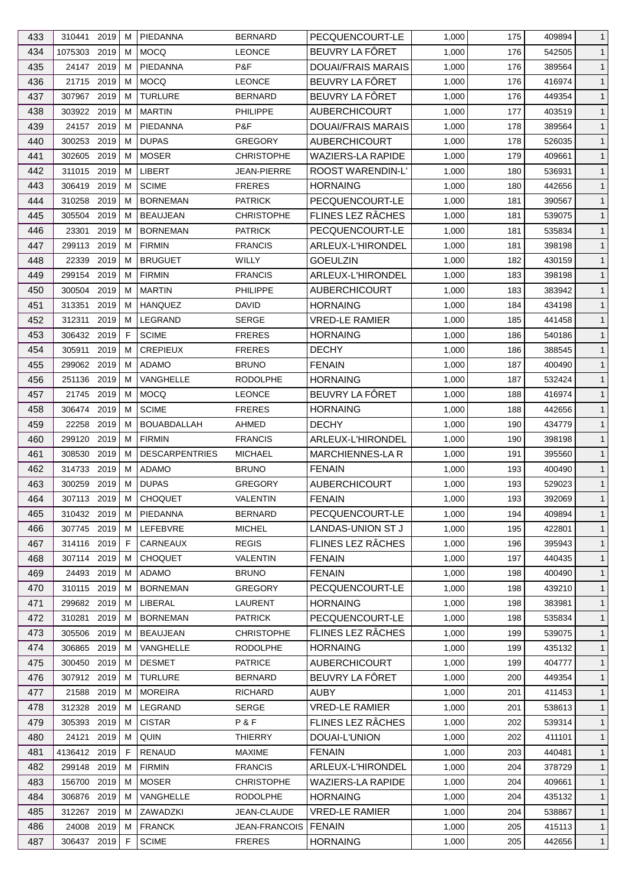| 433 | 310441 | 2019 | M | PIEDANNA | BERNARD | PECQUENCOURT-LE | 1,000 | 175 | 409894 | 1 |
|---|---|---|---|---|---|---|---|---|---|---|
| 434 | 1075303 | 2019 | M | MOCQ | LEONCE | BEUVRY LA FÔRET | 1,000 | 176 | 542505 | 1 |
| 435 | 24147 | 2019 | M | PIEDANNA | P&F | DOUAI/FRAIS MARAIS | 1,000 | 176 | 389564 | 1 |
| 436 | 21715 | 2019 | M | MOCQ | LEONCE | BEUVRY LA FÔRET | 1,000 | 176 | 416974 | 1 |
| 437 | 307967 | 2019 | M | TURLURE | BERNARD | BEUVRY LA FÔRET | 1,000 | 176 | 449354 | 1 |
| 438 | 303922 | 2019 | M | MARTIN | PHILIPPE | AUBERCHICOURT | 1,000 | 177 | 403519 | 1 |
| 439 | 24157 | 2019 | M | PIEDANNA | P&F | DOUAI/FRAIS MARAIS | 1,000 | 178 | 389564 | 1 |
| 440 | 300253 | 2019 | M | DUPAS | GREGORY | AUBERCHICOURT | 1,000 | 178 | 526035 | 1 |
| 441 | 302605 | 2019 | M | MOSER | CHRISTOPHE | WAZIERS-LA RAPIDE | 1,000 | 179 | 409661 | 1 |
| 442 | 311015 | 2019 | M | LIBERT | JEAN-PIERRE | ROOST WARENDIN-L' | 1,000 | 180 | 536931 | 1 |
| 443 | 306419 | 2019 | M | SCIME | FRERES | HORNAING | 1,000 | 180 | 442656 | 1 |
| 444 | 310258 | 2019 | M | BORNEMAN | PATRICK | PECQUENCOURT-LE | 1,000 | 181 | 390567 | 1 |
| 445 | 305504 | 2019 | M | BEAUJEAN | CHRISTOPHE | FLINES LEZ RÂCHES | 1,000 | 181 | 539075 | 1 |
| 446 | 23301 | 2019 | M | BORNEMAN | PATRICK | PECQUENCOURT-LE | 1,000 | 181 | 535834 | 1 |
| 447 | 299113 | 2019 | M | FIRMIN | FRANCIS | ARLEUX-L'HIRONDEL | 1,000 | 181 | 398198 | 1 |
| 448 | 22339 | 2019 | M | BRUGUET | WILLY | GOEULZIN | 1,000 | 182 | 430159 | 1 |
| 449 | 299154 | 2019 | M | FIRMIN | FRANCIS | ARLEUX-L'HIRONDEL | 1,000 | 183 | 398198 | 1 |
| 450 | 300504 | 2019 | M | MARTIN | PHILIPPE | AUBERCHICOURT | 1,000 | 183 | 383942 | 1 |
| 451 | 313351 | 2019 | M | HANQUEZ | DAVID | HORNAING | 1,000 | 184 | 434198 | 1 |
| 452 | 312311 | 2019 | M | LEGRAND | SERGE | VRED-LE RAMIER | 1,000 | 185 | 441458 | 1 |
| 453 | 306432 | 2019 | F | SCIME | FRERES | HORNAING | 1,000 | 186 | 540186 | 1 |
| 454 | 305911 | 2019 | M | CREPIEUX | FRERES | DECHY | 1,000 | 186 | 388545 | 1 |
| 455 | 299062 | 2019 | M | ADAMO | BRUNO | FENAIN | 1,000 | 187 | 400490 | 1 |
| 456 | 251136 | 2019 | M | VANGHELLE | RODOLPHE | HORNAING | 1,000 | 187 | 532424 | 1 |
| 457 | 21745 | 2019 | M | MOCQ | LEONCE | BEUVRY LA FÔRET | 1,000 | 188 | 416974 | 1 |
| 458 | 306474 | 2019 | M | SCIME | FRERES | HORNAING | 1,000 | 188 | 442656 | 1 |
| 459 | 22258 | 2019 | M | BOUABDALLAH | AHMED | DECHY | 1,000 | 190 | 434779 | 1 |
| 460 | 299120 | 2019 | M | FIRMIN | FRANCIS | ARLEUX-L'HIRONDEL | 1,000 | 190 | 398198 | 1 |
| 461 | 308530 | 2019 | M | DESCARPENTRIES | MICHAEL | MARCHIENNES-LA R | 1,000 | 191 | 395560 | 1 |
| 462 | 314733 | 2019 | M | ADAMO | BRUNO | FENAIN | 1,000 | 193 | 400490 | 1 |
| 463 | 300259 | 2019 | M | DUPAS | GREGORY | AUBERCHICOURT | 1,000 | 193 | 529023 | 1 |
| 464 | 307113 | 2019 | M | CHOQUET | VALENTIN | FENAIN | 1,000 | 193 | 392069 | 1 |
| 465 | 310432 | 2019 | M | PIEDANNA | BERNARD | PECQUENCOURT-LE | 1,000 | 194 | 409894 | 1 |
| 466 | 307745 | 2019 | M | LEFEBVRE | MICHEL | LANDAS-UNION ST J | 1,000 | 195 | 422801 | 1 |
| 467 | 314116 | 2019 | F | CARNEAUX | REGIS | FLINES LEZ RÂCHES | 1,000 | 196 | 395943 | 1 |
| 468 | 307114 | 2019 | M | CHOQUET | VALENTIN | FENAIN | 1,000 | 197 | 440435 | 1 |
| 469 | 24493 | 2019 | M | ADAMO | BRUNO | FENAIN | 1,000 | 198 | 400490 | 1 |
| 470 | 310115 | 2019 | M | BORNEMAN | GREGORY | PECQUENCOURT-LE | 1,000 | 198 | 439210 | 1 |
| 471 | 299682 | 2019 | M | LIBERAL | LAURENT | HORNAING | 1,000 | 198 | 383981 | 1 |
| 472 | 310281 | 2019 | M | BORNEMAN | PATRICK | PECQUENCOURT-LE | 1,000 | 198 | 535834 | 1 |
| 473 | 305506 | 2019 | M | BEAUJEAN | CHRISTOPHE | FLINES LEZ RÂCHES | 1,000 | 199 | 539075 | 1 |
| 474 | 306865 | 2019 | M | VANGHELLE | RODOLPHE | HORNAING | 1,000 | 199 | 435132 | 1 |
| 475 | 300450 | 2019 | M | DESMET | PATRICE | AUBERCHICOURT | 1,000 | 199 | 404777 | 1 |
| 476 | 307912 | 2019 | M | TURLURE | BERNARD | BEUVRY LA FÔRET | 1,000 | 200 | 449354 | 1 |
| 477 | 21588 | 2019 | M | MOREIRA | RICHARD | AUBY | 1,000 | 201 | 411453 | 1 |
| 478 | 312328 | 2019 | M | LEGRAND | SERGE | VRED-LE RAMIER | 1,000 | 201 | 538613 | 1 |
| 479 | 305393 | 2019 | M | CISTAR | P & F | FLINES LEZ RÂCHES | 1,000 | 202 | 539314 | 1 |
| 480 | 24121 | 2019 | M | QUIN | THIERRY | DOUAI-L'UNION | 1,000 | 202 | 411101 | 1 |
| 481 | 4136412 | 2019 | F | RENAUD | MAXIME | FENAIN | 1,000 | 203 | 440481 | 1 |
| 482 | 299148 | 2019 | M | FIRMIN | FRANCIS | ARLEUX-L'HIRONDEL | 1,000 | 204 | 378729 | 1 |
| 483 | 156700 | 2019 | M | MOSER | CHRISTOPHE | WAZIERS-LA RAPIDE | 1,000 | 204 | 409661 | 1 |
| 484 | 306876 | 2019 | M | VANGHELLE | RODOLPHE | HORNAING | 1,000 | 204 | 435132 | 1 |
| 485 | 312267 | 2019 | M | ZAWADZKI | JEAN-CLAUDE | VRED-LE RAMIER | 1,000 | 204 | 538867 | 1 |
| 486 | 24008 | 2019 | M | FRANCK | JEAN-FRANCOIS | FENAIN | 1,000 | 205 | 415113 | 1 |
| 487 | 306437 | 2019 | F | SCIME | FRERES | HORNAING | 1,000 | 205 | 442656 | 1 |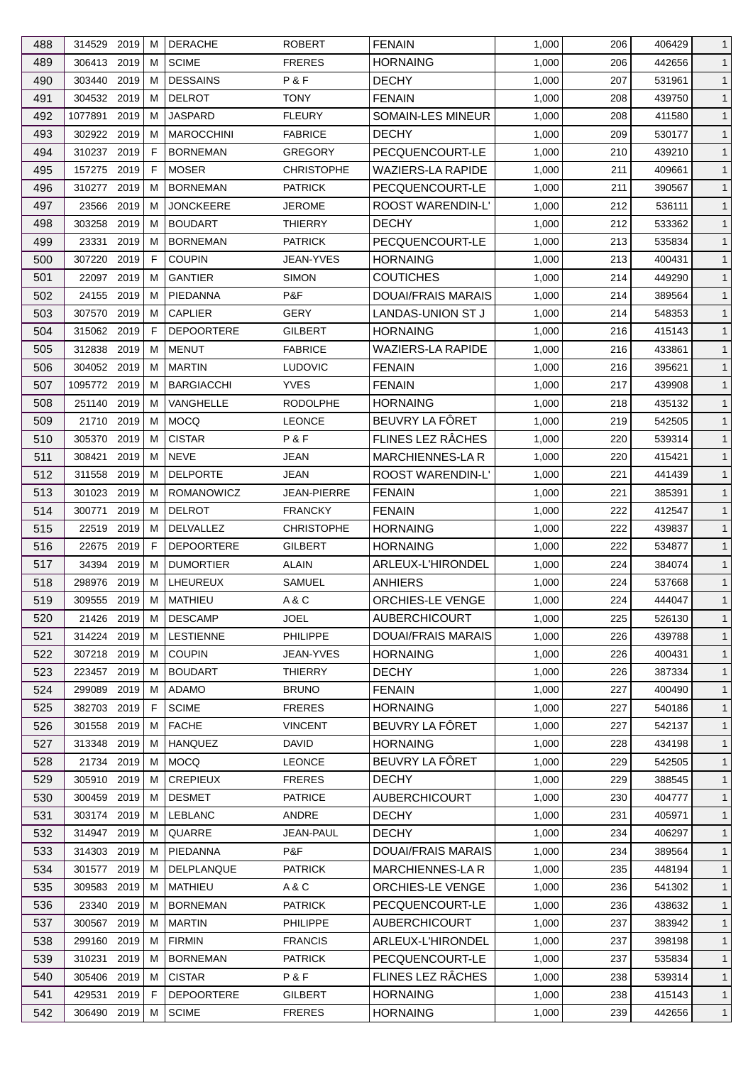| 488 | 314529 | 2019 | M | DERACHE | ROBERT | FENAIN | 1,000 | 206 | 406429 | 1 |
|---|---|---|---|---|---|---|---|---|---|---|
| 489 | 306413 | 2019 | M | SCIME | FRERES | HORNAING | 1,000 | 206 | 442656 | 1 |
| 490 | 303440 | 2019 | M | DESSAINS | P & F | DECHY | 1,000 | 207 | 531961 | 1 |
| 491 | 304532 | 2019 | M | DELROT | TONY | FENAIN | 1,000 | 208 | 439750 | 1 |
| 492 | 1077891 | 2019 | M | JASPARD | FLEURY | SOMAIN-LES MINEUR | 1,000 | 208 | 411580 | 1 |
| 493 | 302922 | 2019 | M | MAROCCHINI | FABRICE | DECHY | 1,000 | 209 | 530177 | 1 |
| 494 | 310237 | 2019 | F | BORNEMAN | GREGORY | PECQUENCOURT-LE | 1,000 | 210 | 439210 | 1 |
| 495 | 157275 | 2019 | F | MOSER | CHRISTOPHE | WAZIERS-LA RAPIDE | 1,000 | 211 | 409661 | 1 |
| 496 | 310277 | 2019 | M | BORNEMAN | PATRICK | PECQUENCOURT-LE | 1,000 | 211 | 390567 | 1 |
| 497 | 23566 | 2019 | M | JONCKEERE | JEROME | ROOST WARENDIN-L' | 1,000 | 212 | 536111 | 1 |
| 498 | 303258 | 2019 | M | BOUDART | THIERRY | DECHY | 1,000 | 212 | 533362 | 1 |
| 499 | 23331 | 2019 | M | BORNEMAN | PATRICK | PECQUENCOURT-LE | 1,000 | 213 | 535834 | 1 |
| 500 | 307220 | 2019 | F | COUPIN | JEAN-YVES | HORNAING | 1,000 | 213 | 400431 | 1 |
| 501 | 22097 | 2019 | M | GANTIER | SIMON | COUTICHES | 1,000 | 214 | 449290 | 1 |
| 502 | 24155 | 2019 | M | PIEDANNA | P&F | DOUAI/FRAIS MARAIS | 1,000 | 214 | 389564 | 1 |
| 503 | 307570 | 2019 | M | CAPLIER | GERY | LANDAS-UNION ST J | 1,000 | 214 | 548353 | 1 |
| 504 | 315062 | 2019 | F | DEPOORTERE | GILBERT | HORNAING | 1,000 | 216 | 415143 | 1 |
| 505 | 312838 | 2019 | M | MENUT | FABRICE | WAZIERS-LA RAPIDE | 1,000 | 216 | 433861 | 1 |
| 506 | 304052 | 2019 | M | MARTIN | LUDOVIC | FENAIN | 1,000 | 216 | 395621 | 1 |
| 507 | 1095772 | 2019 | M | BARGIACCHI | YVES | FENAIN | 1,000 | 217 | 439908 | 1 |
| 508 | 251140 | 2019 | M | VANGHELLE | RODOLPHE | HORNAING | 1,000 | 218 | 435132 | 1 |
| 509 | 21710 | 2019 | M | MOCQ | LEONCE | BEUVRY LA FÔRET | 1,000 | 219 | 542505 | 1 |
| 510 | 305370 | 2019 | M | CISTAR | P & F | FLINES LEZ RÂCHES | 1,000 | 220 | 539314 | 1 |
| 511 | 308421 | 2019 | M | NEVE | JEAN | MARCHIENNES-LA R | 1,000 | 220 | 415421 | 1 |
| 512 | 311558 | 2019 | M | DELPORTE | JEAN | ROOST WARENDIN-L' | 1,000 | 221 | 441439 | 1 |
| 513 | 301023 | 2019 | M | ROMANOWICZ | JEAN-PIERRE | FENAIN | 1,000 | 221 | 385391 | 1 |
| 514 | 300771 | 2019 | M | DELROT | FRANCKY | FENAIN | 1,000 | 222 | 412547 | 1 |
| 515 | 22519 | 2019 | M | DELVALLEZ | CHRISTOPHE | HORNAING | 1,000 | 222 | 439837 | 1 |
| 516 | 22675 | 2019 | F | DEPOORTERE | GILBERT | HORNAING | 1,000 | 222 | 534877 | 1 |
| 517 | 34394 | 2019 | M | DUMORTIER | ALAIN | ARLEUX-L'HIRONDEL | 1,000 | 224 | 384074 | 1 |
| 518 | 298976 | 2019 | M | LHEUREUX | SAMUEL | ANHIERS | 1,000 | 224 | 537668 | 1 |
| 519 | 309555 | 2019 | M | MATHIEU | A & C | ORCHIES-LE VENGE | 1,000 | 224 | 444047 | 1 |
| 520 | 21426 | 2019 | M | DESCAMP | JOEL | AUBERCHICOURT | 1,000 | 225 | 526130 | 1 |
| 521 | 314224 | 2019 | M | LESTIENNE | PHILIPPE | DOUAI/FRAIS MARAIS | 1,000 | 226 | 439788 | 1 |
| 522 | 307218 | 2019 | M | COUPIN | JEAN-YVES | HORNAING | 1,000 | 226 | 400431 | 1 |
| 523 | 223457 | 2019 | M | BOUDART | THIERRY | DECHY | 1,000 | 226 | 387334 | 1 |
| 524 | 299089 | 2019 | M | ADAMO | BRUNO | FENAIN | 1,000 | 227 | 400490 | 1 |
| 525 | 382703 | 2019 | F | SCIME | FRERES | HORNAING | 1,000 | 227 | 540186 | 1 |
| 526 | 301558 | 2019 | M | FACHE | VINCENT | BEUVRY LA FÔRET | 1,000 | 227 | 542137 | 1 |
| 527 | 313348 | 2019 | M | HANQUEZ | DAVID | HORNAING | 1,000 | 228 | 434198 | 1 |
| 528 | 21734 | 2019 | M | MOCQ | LEONCE | BEUVRY LA FÔRET | 1,000 | 229 | 542505 | 1 |
| 529 | 305910 | 2019 | M | CREPIEUX | FRERES | DECHY | 1,000 | 229 | 388545 | 1 |
| 530 | 300459 | 2019 | M | DESMET | PATRICE | AUBERCHICOURT | 1,000 | 230 | 404777 | 1 |
| 531 | 303174 | 2019 | M | LEBLANC | ANDRE | DECHY | 1,000 | 231 | 405971 | 1 |
| 532 | 314947 | 2019 | M | QUARRE | JEAN-PAUL | DECHY | 1,000 | 234 | 406297 | 1 |
| 533 | 314303 | 2019 | M | PIEDANNA | P&F | DOUAI/FRAIS MARAIS | 1,000 | 234 | 389564 | 1 |
| 534 | 301577 | 2019 | M | DELPLANQUE | PATRICK | MARCHIENNES-LA R | 1,000 | 235 | 448194 | 1 |
| 535 | 309583 | 2019 | M | MATHIEU | A & C | ORCHIES-LE VENGE | 1,000 | 236 | 541302 | 1 |
| 536 | 23340 | 2019 | M | BORNEMAN | PATRICK | PECQUENCOURT-LE | 1,000 | 236 | 438632 | 1 |
| 537 | 300567 | 2019 | M | MARTIN | PHILIPPE | AUBERCHICOURT | 1,000 | 237 | 383942 | 1 |
| 538 | 299160 | 2019 | M | FIRMIN | FRANCIS | ARLEUX-L'HIRONDEL | 1,000 | 237 | 398198 | 1 |
| 539 | 310231 | 2019 | M | BORNEMAN | PATRICK | PECQUENCOURT-LE | 1,000 | 237 | 535834 | 1 |
| 540 | 305406 | 2019 | M | CISTAR | P & F | FLINES LEZ RÂCHES | 1,000 | 238 | 539314 | 1 |
| 541 | 429531 | 2019 | F | DEPOORTERE | GILBERT | HORNAING | 1,000 | 238 | 415143 | 1 |
| 542 | 306490 | 2019 | M | SCIME | FRERES | HORNAING | 1,000 | 239 | 442656 | 1 |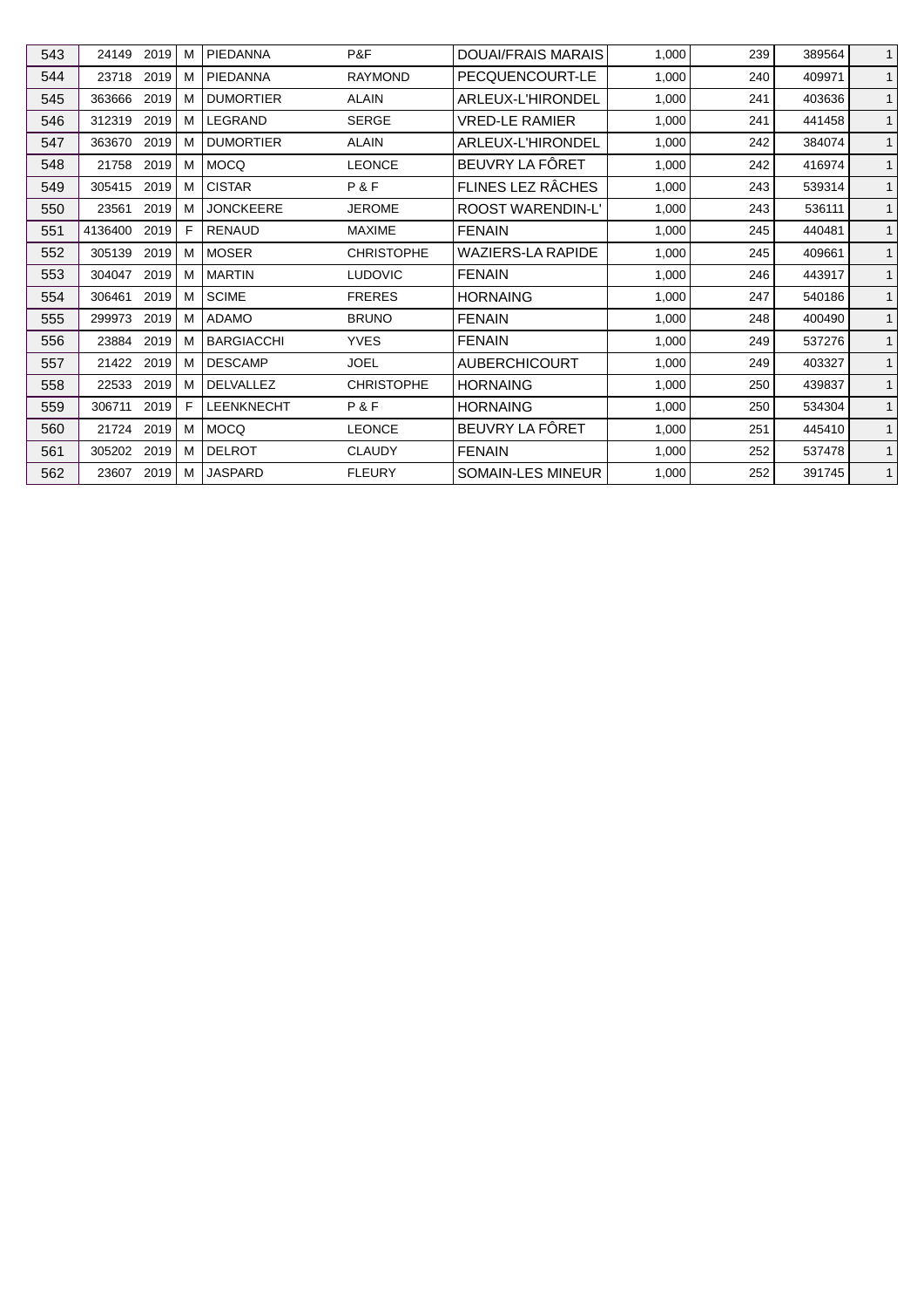| | | | | | | | | | | |
|---|---|---|---|---|---|---|---|---|---|---|
| 543 | 24149 | 2019 | M | PIEDANNA | P&F | DOUAI/FRAIS MARAIS | 1,000 | 239 | 389564 | 1 |
| 544 | 23718 | 2019 | M | PIEDANNA | RAYMOND | PECQUENCOURT-LE | 1,000 | 240 | 409971 | 1 |
| 545 | 363666 | 2019 | M | DUMORTIER | ALAIN | ARLEUX-L'HIRONDEL | 1,000 | 241 | 403636 | 1 |
| 546 | 312319 | 2019 | M | LEGRAND | SERGE | VRED-LE RAMIER | 1,000 | 241 | 441458 | 1 |
| 547 | 363670 | 2019 | M | DUMORTIER | ALAIN | ARLEUX-L'HIRONDEL | 1,000 | 242 | 384074 | 1 |
| 548 | 21758 | 2019 | M | MOCQ | LEONCE | BEUVRY LA FÔRET | 1,000 | 242 | 416974 | 1 |
| 549 | 305415 | 2019 | M | CISTAR | P & F | FLINES LEZ RÂCHES | 1,000 | 243 | 539314 | 1 |
| 550 | 23561 | 2019 | M | JONCKEERE | JEROME | ROOST WARENDIN-L' | 1,000 | 243 | 536111 | 1 |
| 551 | 4136400 | 2019 | F | RENAUD | MAXIME | FENAIN | 1,000 | 245 | 440481 | 1 |
| 552 | 305139 | 2019 | M | MOSER | CHRISTOPHE | WAZIERS-LA RAPIDE | 1,000 | 245 | 409661 | 1 |
| 553 | 304047 | 2019 | M | MARTIN | LUDOVIC | FENAIN | 1,000 | 246 | 443917 | 1 |
| 554 | 306461 | 2019 | M | SCIME | FRERES | HORNAING | 1,000 | 247 | 540186 | 1 |
| 555 | 299973 | 2019 | M | ADAMO | BRUNO | FENAIN | 1,000 | 248 | 400490 | 1 |
| 556 | 23884 | 2019 | M | BARGIACCHI | YVES | FENAIN | 1,000 | 249 | 537276 | 1 |
| 557 | 21422 | 2019 | M | DESCAMP | JOEL | AUBERCHICOURT | 1,000 | 249 | 403327 | 1 |
| 558 | 22533 | 2019 | M | DELVALLEZ | CHRISTOPHE | HORNAING | 1,000 | 250 | 439837 | 1 |
| 559 | 306711 | 2019 | F | LEENKNECHT | P & F | HORNAING | 1,000 | 250 | 534304 | 1 |
| 560 | 21724 | 2019 | M | MOCQ | LEONCE | BEUVRY LA FÔRET | 1,000 | 251 | 445410 | 1 |
| 561 | 305202 | 2019 | M | DELROT | CLAUDY | FENAIN | 1,000 | 252 | 537478 | 1 |
| 562 | 23607 | 2019 | M | JASPARD | FLEURY | SOMAIN-LES MINEUR | 1,000 | 252 | 391745 | 1 |